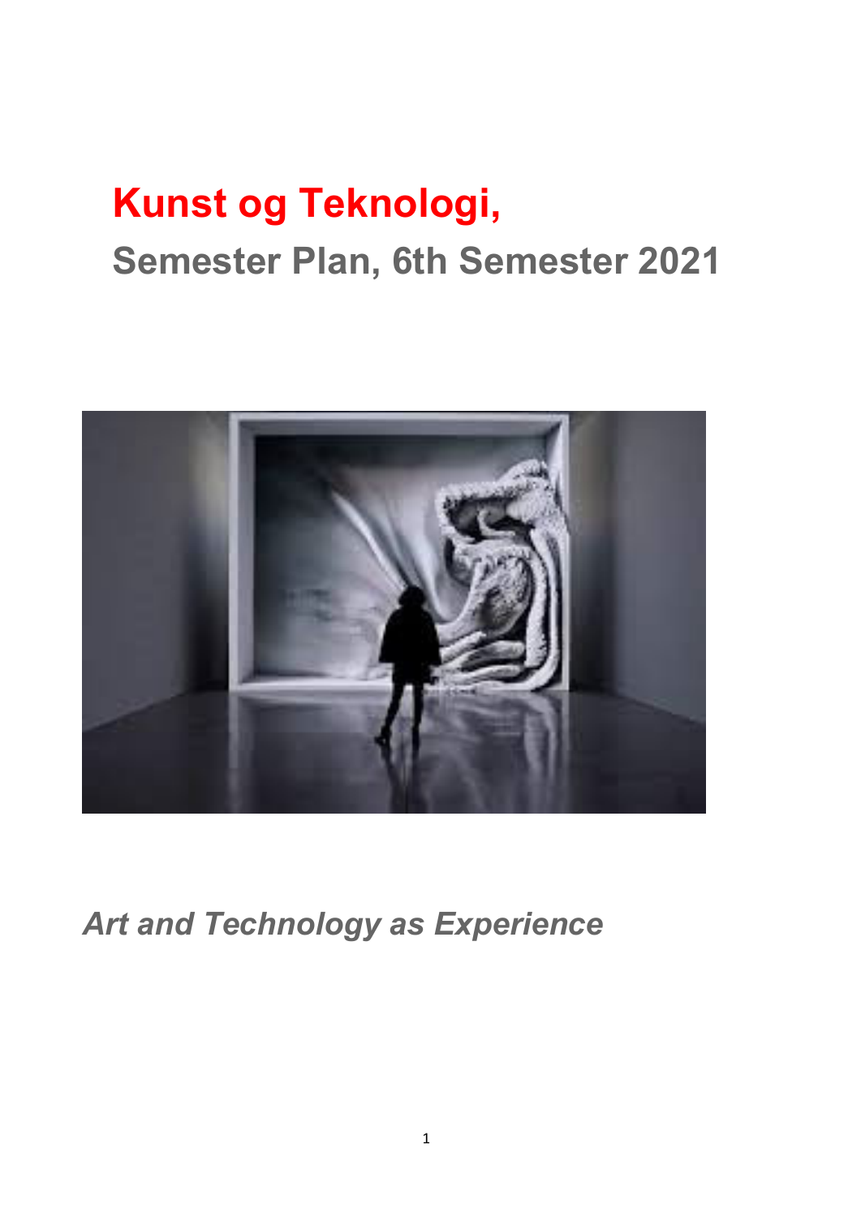# Kunst og Teknologi,

## Semester Plan, 6th Semester 2021

*Art and Technology as Experience*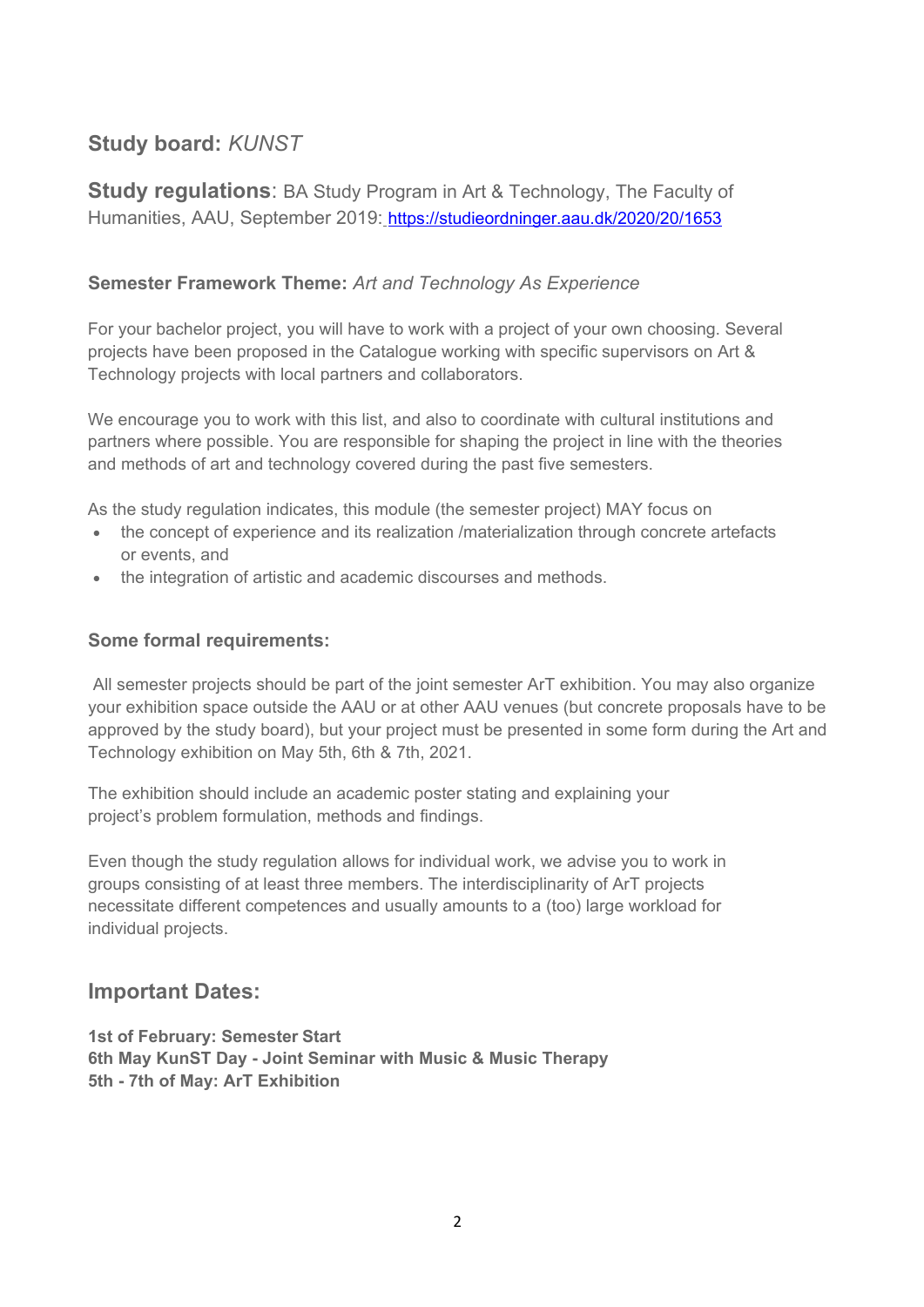## Study board: *KUNST*

**Study regulations**: BA Study Program in Art & Technology, The Faculty of Humanities, AAU, September 2019: [https://studieordninger.aau.dk/2020/20/1653](https://studieordninger.aau.dk/2020/20/1653)

**Semester Framework Theme:** *Art and Technology As Experience*

For your bachelor project, you will have to work with a project of your own choosing. Several projects have been proposed in the Catalogue working with specific supervisors on Art & Technology projects with local partners and collaborators.

We encourage you to work with this list, and also to coordinate with cultural institutions and partners where possible. You are responsible for shaping the project in line with the theories and methods of art and technology covered during the past five semesters.

As the study regulation indicates, this module (the semester project) MAY focus on

- the concept of experience and its realization /materialization through concrete artefacts or events, and
- the integration of artistic and academic discourses and methods.

### Some formal requirements:

All semester projects should be part of the joint semester ArT exhibition. You may also organize your exhibition space outside the AAU or at other AAU venues (but concrete proposals have to be approved by the study board), but your project must be presented in some form during the Art and Technology exhibition on May 5th, 6th & 7th, 2021.

The exhibition should include an academic poster stating and explaining your project's problem formulation, methods and findings.

Even though the study regulation allows for individual work, we advise you to work in groups consisting of at least three members. The interdisciplinarity of ArT projects necessitate different competences and usually amounts to a (too) large workload for individual projects.

## Important Dates:

**1st of February: Semester Start**
**6th May KunST Day - Joint Seminar with Music & Music Therapy**
**5th - 7th of May: ArT Exhibition**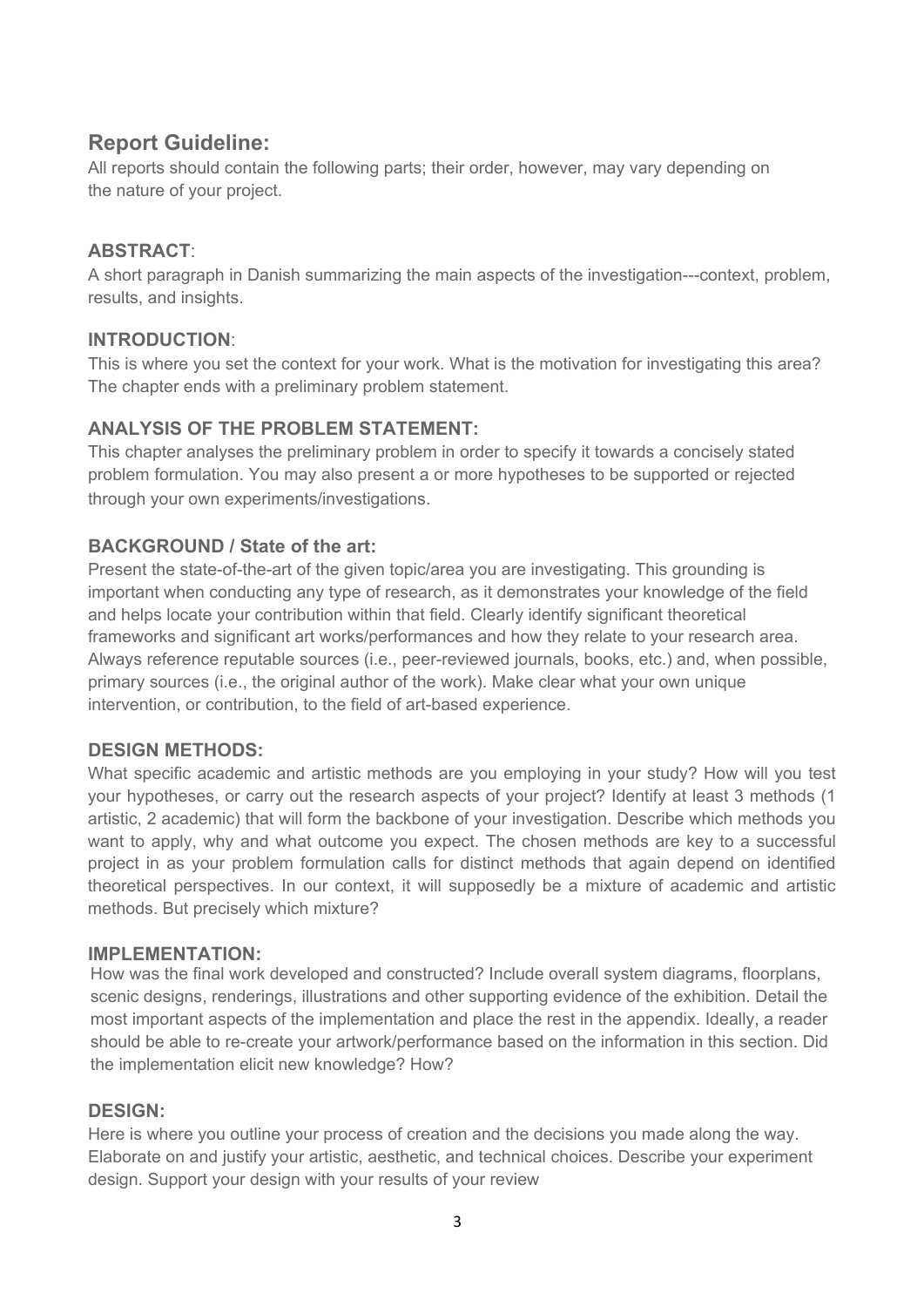## Report Guideline:

All reports should contain the following parts; their order, however, may vary depending on the nature of your project.

### ABSTRACT:

A short paragraph in Danish summarizing the main aspects of the investigation---context, problem, results, and insights.

### INTRODUCTION:

This is where you set the context for your work. What is the motivation for investigating this area? The chapter ends with a preliminary problem statement.

### ANALYSIS OF THE PROBLEM STATEMENT:

This chapter analyses the preliminary problem in order to specify it towards a concisely stated problem formulation. You may also present a or more hypotheses to be supported or rejected through your own experiments/investigations.

### BACKGROUND / State of the art:

Present the state-of-the-art of the given topic/area you are investigating. This grounding is important when conducting any type of research, as it demonstrates your knowledge of the field and helps locate your contribution within that field. Clearly identify significant theoretical frameworks and significant art works/performances and how they relate to your research area. Always reference reputable sources (i.e., peer-reviewed journals, books, etc.) and, when possible, primary sources (i.e., the original author of the work). Make clear what your own unique intervention, or contribution, to the field of art-based experience.

### DESIGN METHODS:

What specific academic and artistic methods are you employing in your study? How will you test your hypotheses, or carry out the research aspects of your project? Identify at least 3 methods (1 artistic, 2 academic) that will form the backbone of your investigation. Describe which methods you want to apply, why and what outcome you expect. The chosen methods are key to a successful project in as your problem formulation calls for distinct methods that again depend on identified theoretical perspectives. In our context, it will supposedly be a mixture of academic and artistic methods. But precisely which mixture?

### IMPLEMENTATION:

How was the final work developed and constructed? Include overall system diagrams, floorplans, scenic designs, renderings, illustrations and other supporting evidence of the exhibition. Detail the most important aspects of the implementation and place the rest in the appendix. Ideally, a reader should be able to re-create your artwork/performance based on the information in this section. Did the implementation elicit new knowledge? How?

### DESIGN:

Here is where you outline your process of creation and the decisions you made along the way. Elaborate on and justify your artistic, aesthetic, and technical choices. Describe your experiment design. Support your design with your results of your review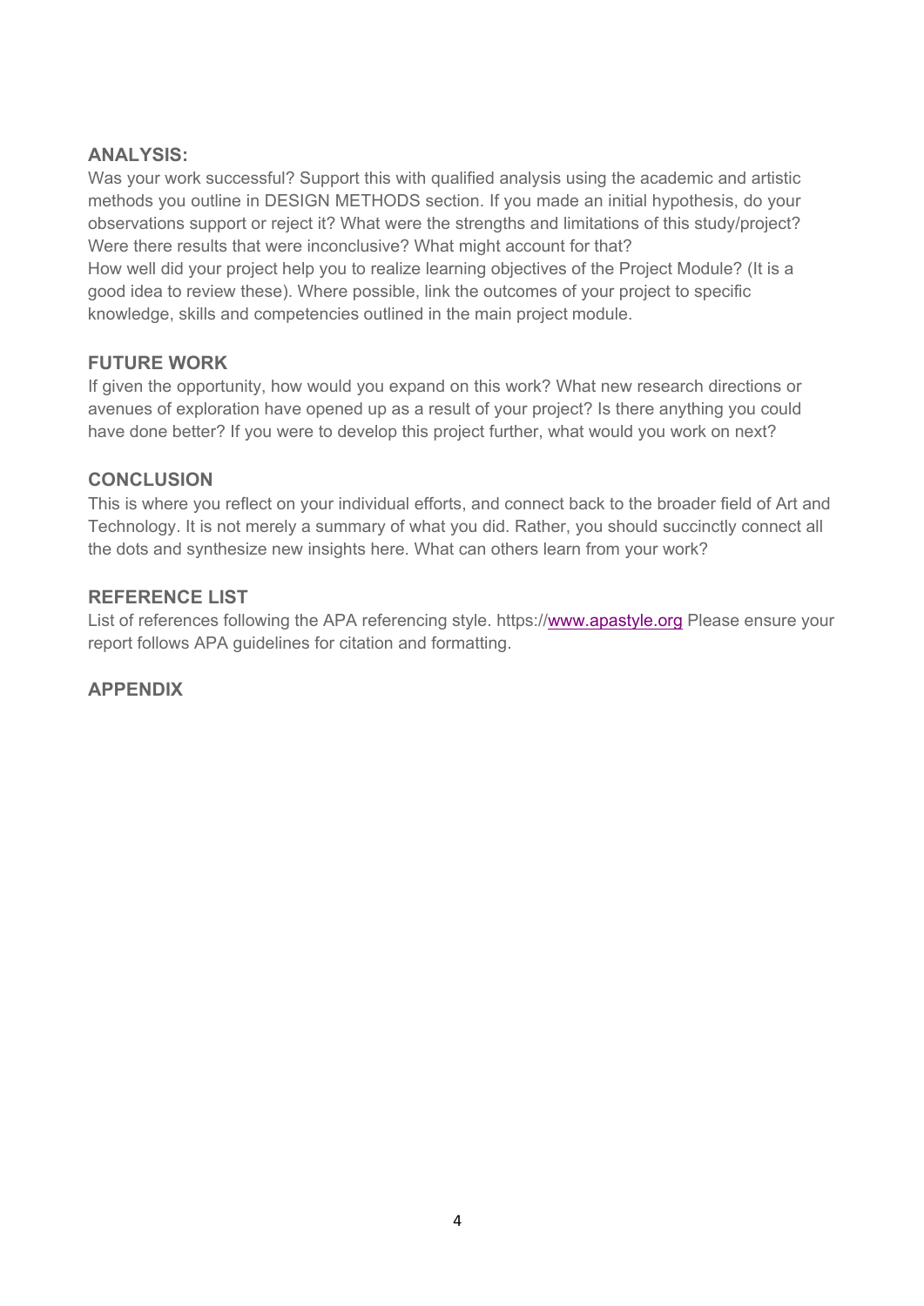## ANALYSIS:

Was your work successful? Support this with qualified analysis using the academic and artistic methods you outline in DESIGN METHODS section. If you made an initial hypothesis, do your observations support or reject it? What were the strengths and limitations of this study/project? Were there results that were inconclusive? What might account for that?
How well did your project help you to realize learning objectives of the Project Module? (It is a good idea to review these). Where possible, link the outcomes of your project to specific knowledge, skills and competencies outlined in the main project module.

## FUTURE WORK

If given the opportunity, how would you expand on this work? What new research directions or avenues of exploration have opened up as a result of your project? Is there anything you could have done better? If you were to develop this project further, what would you work on next?

## CONCLUSION

This is where you reflect on your individual efforts, and connect back to the broader field of Art and Technology. It is not merely a summary of what you did. Rather, you should succinctly connect all the dots and synthesize new insights here. What can others learn from your work?

## REFERENCE LIST

List of references following the APA referencing style. https://www.apastyle.org Please ensure your report follows APA guidelines for citation and formatting.

## APPENDIX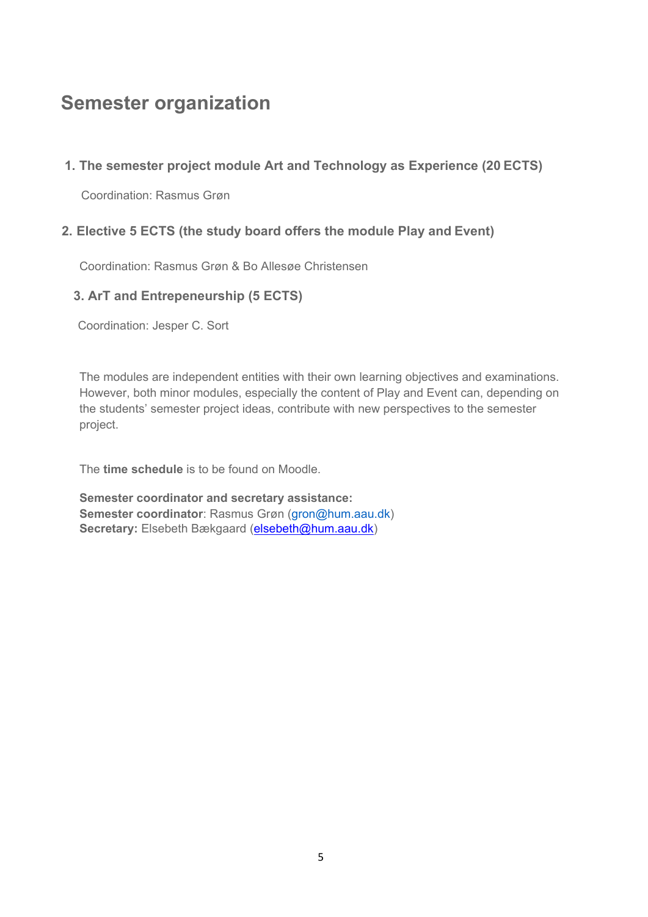# Semester organization

**1. The semester project module Art and Technology as Experience (20 ECTS)**

Coordination: Rasmus Grøn

**2. Elective 5 ECTS (the study board offers the module Play and Event)**

Coordination: Rasmus Grøn & Bo Allesøe Christensen

**3. ArT and Entrepeneurship (5 ECTS)**

Coordination: Jesper C. Sort

The modules are independent entities with their own learning objectives and examinations. However, both minor modules, especially the content of Play and Event can, depending on the students' semester project ideas, contribute with new perspectives to the semester project.

The **time schedule** is to be found on Moodle.

**Semester coordinator and secretary assistance:**
**Semester coordinator**: Rasmus Grøn (gron@hum.aau.dk)
**Secretary:** Elsebeth Bækgaard (elsebeth@hum.aau.dk)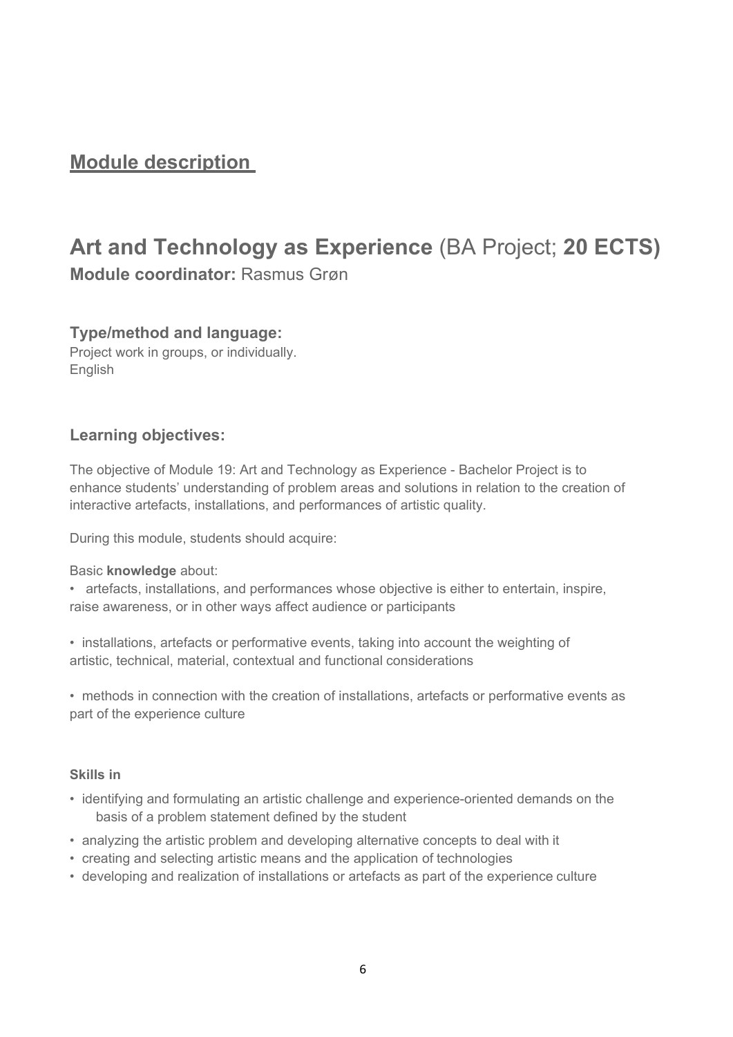## Module description

# **Art and Technology as Experience** (BA Project; **20 ECTS)**

**Module coordinator:** Rasmus Grøn

### Type/method and language:

Project work in groups, or individually.
English

### Learning objectives:

The objective of Module 19: Art and Technology as Experience - Bachelor Project is to enhance students' understanding of problem areas and solutions in relation to the creation of interactive artefacts, installations, and performances of artistic quality.

During this module, students should acquire:

Basic **knowledge** about:

- artefacts, installations, and performances whose objective is either to entertain, inspire, raise awareness, or in other ways affect audience or participants
- installations, artefacts or performative events, taking into account the weighting of artistic, technical, material, contextual and functional considerations
- methods in connection with the creation of installations, artefacts or performative events as part of the experience culture

**Skills in**

- identifying and formulating an artistic challenge and experience-oriented demands on the basis of a problem statement defined by the student
- analyzing the artistic problem and developing alternative concepts to deal with it
- creating and selecting artistic means and the application of technologies
- developing and realization of installations or artefacts as part of the experience culture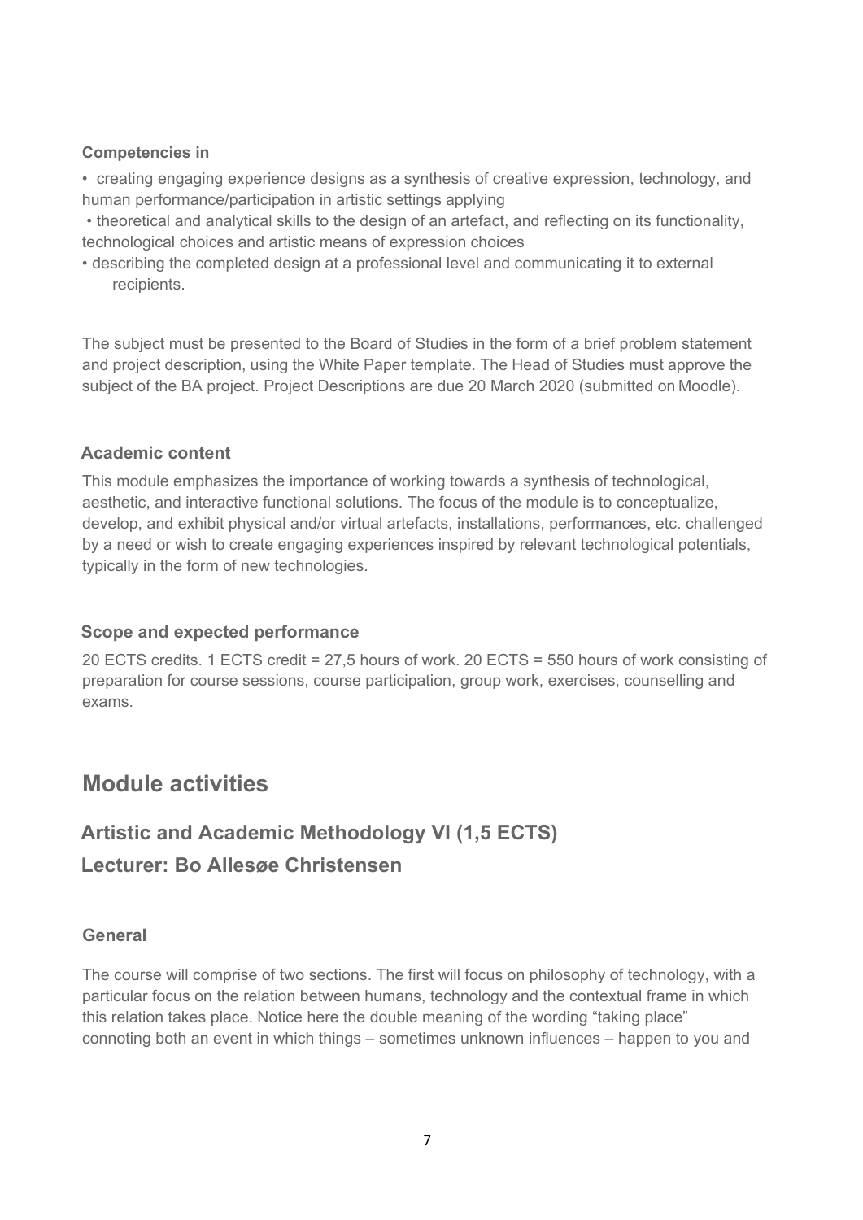**Competencies in**

- creating engaging experience designs as a synthesis of creative expression, technology, and human performance/participation in artistic settings applying
- theoretical and analytical skills to the design of an artefact, and reflecting on its functionality, technological choices and artistic means of expression choices
- describing the completed design at a professional level and communicating it to external recipients.

The subject must be presented to the Board of Studies in the form of a brief problem statement and project description, using the White Paper template. The Head of Studies must approve the subject of the BA project. Project Descriptions are due 20 March 2020 (submitted on Moodle).

**Academic content**

This module emphasizes the importance of working towards a synthesis of technological, aesthetic, and interactive functional solutions. The focus of the module is to conceptualize, develop, and exhibit physical and/or virtual artefacts, installations, performances, etc. challenged by a need or wish to create engaging experiences inspired by relevant technological potentials, typically in the form of new technologies.

**Scope and expected performance**

20 ECTS credits. 1 ECTS credit = 27,5 hours of work. 20 ECTS = 550 hours of work consisting of preparation for course sessions, course participation, group work, exercises, counselling and exams.

# Module activities

## Artistic and Academic Methodology VI (1,5 ECTS)

## Lecturer: Bo Allesøe Christensen

**General**

The course will comprise of two sections. The first will focus on philosophy of technology, with a particular focus on the relation between humans, technology and the contextual frame in which this relation takes place. Notice here the double meaning of the wording "taking place" connoting both an event in which things – sometimes unknown influences – happen to you and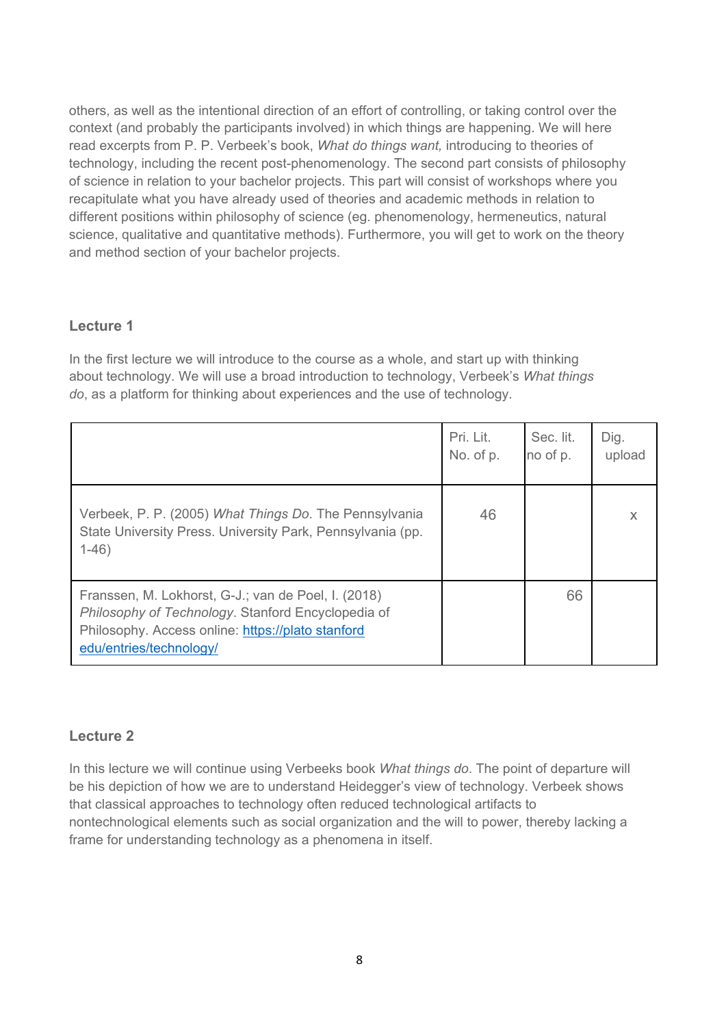others, as well as the intentional direction of an effort of controlling, or taking control over the context (and probably the participants involved) in which things are happening. We will here read excerpts from P. P. Verbeek's book, *What do things want,* introducing to theories of technology, including the recent post-phenomenology. The second part consists of philosophy of science in relation to your bachelor projects. This part will consist of workshops where you recapitulate what you have already used of theories and academic methods in relation to different positions within philosophy of science (eg. phenomenology, hermeneutics, natural science, qualitative and quantitative methods). Furthermore, you will get to work on the theory and method section of your bachelor projects.

### Lecture 1

In the first lecture we will introduce to the course as a whole, and start up with thinking about technology. We will use a broad introduction to technology, Verbeek's *What things do*, as a platform for thinking about experiences and the use of technology.

| | Pri. Lit. No. of p. | Sec. lit. no of p. | Dig. upload |
|---|---|---|---|
| Verbeek, P. P. (2005) *What Things Do*. The Pennsylvania State University Press. University Park, Pennsylvania (pp. 1-46) | 46 | | x |
| Franssen, M. Lokhorst, G-J.; van de Poel, I. (2018) *Philosophy of Technology*. Stanford Encyclopedia of Philosophy. Access online: https://plato stanford edu/entries/technology/ | | 66 | |

### Lecture 2

In this lecture we will continue using Verbeeks book *What things do*. The point of departure will be his depiction of how we are to understand Heidegger's view of technology. Verbeek shows that classical approaches to technology often reduced technological artifacts to nontechnological elements such as social organization and the will to power, thereby lacking a frame for understanding technology as a phenomena in itself.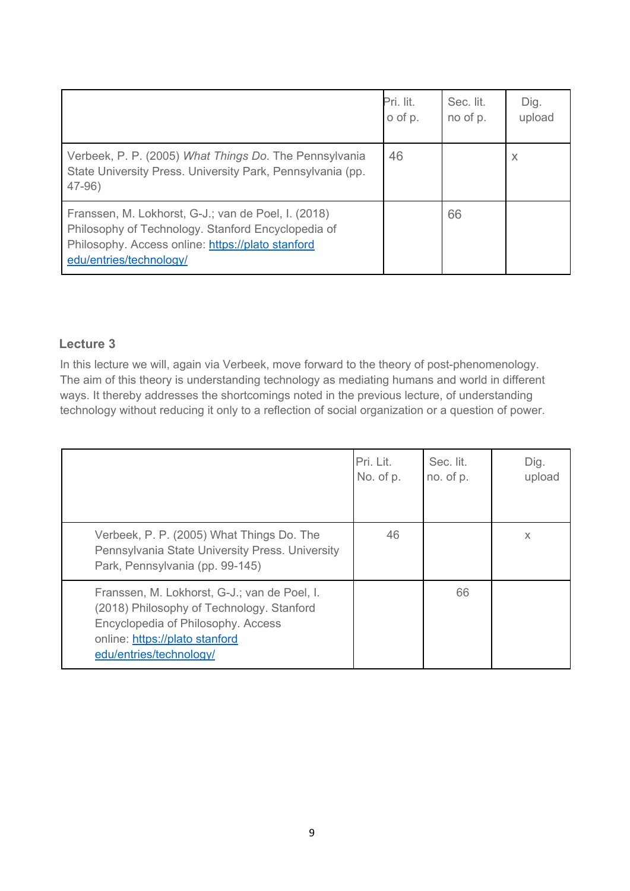| | Pri. lit. o of p. | Sec. lit. no of p. | Dig. upload |
|---|---|---|---|
| Verbeek, P. P. (2005) *What Things Do*. The Pennsylvania State University Press. University Park, Pennsylvania (pp. 47-96) | 46 | | x |
| Franssen, M. Lokhorst, G-J.; van de Poel, I. (2018) Philosophy of Technology. Stanford Encyclopedia of Philosophy. Access online: https://plato stanford edu/entries/technology/ | | 66 | |

### Lecture 3

In this lecture we will, again via Verbeek, move forward to the theory of post-phenomenology. The aim of this theory is understanding technology as mediating humans and world in different ways. It thereby addresses the shortcomings noted in the previous lecture, of understanding technology without reducing it only to a reflection of social organization or a question of power.

| | Pri. Lit. No. of p. | Sec. lit. no. of p. | Dig. upload |
|---|---|---|---|
| Verbeek, P. P. (2005) What Things Do. The Pennsylvania State University Press. University Park, Pennsylvania (pp. 99-145) | 46 | | x |
| Franssen, M. Lokhorst, G-J.; van de Poel, I. (2018) Philosophy of Technology. Stanford Encyclopedia of Philosophy. Access online: https://plato stanford edu/entries/technology/ | | 66 | |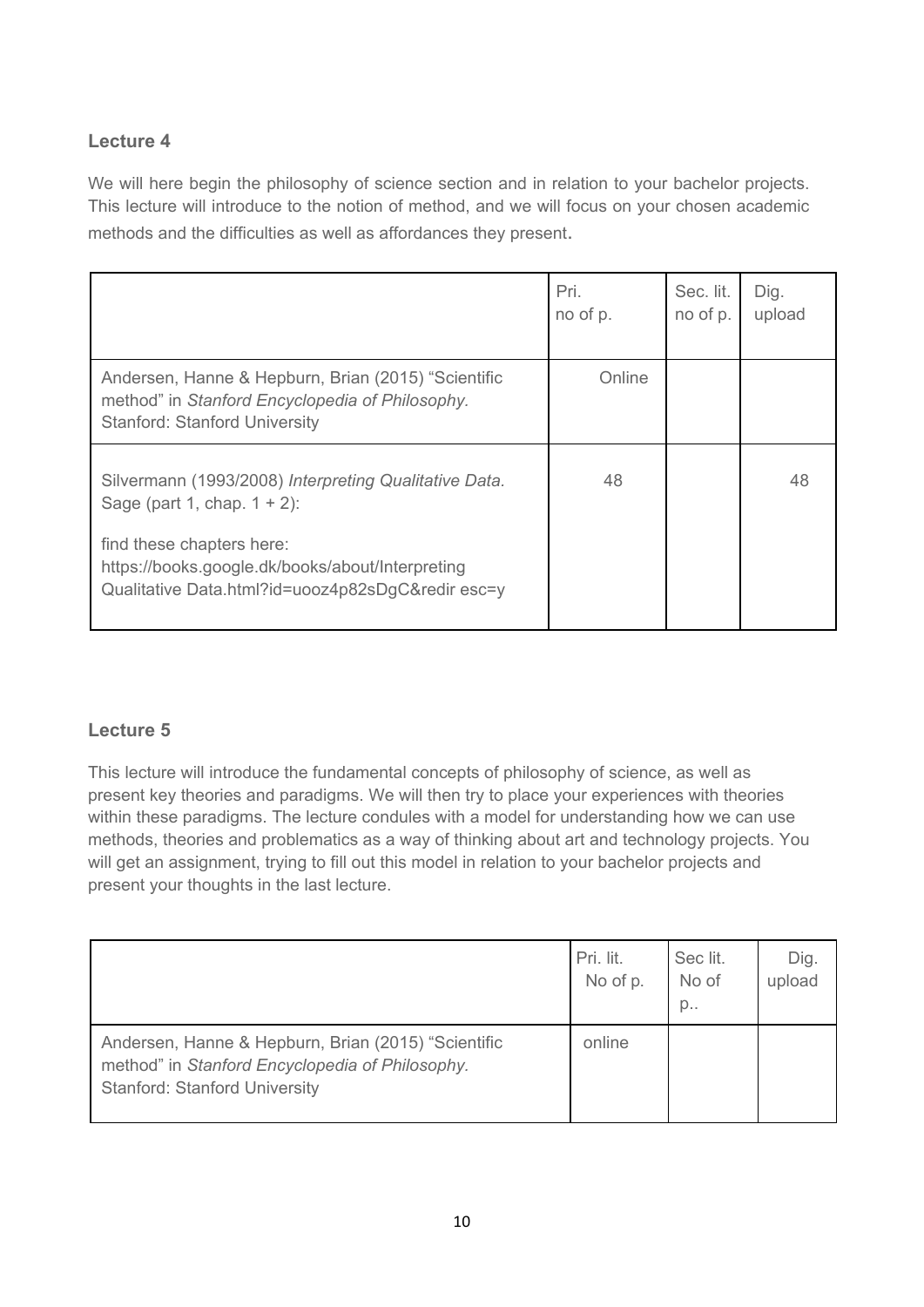### Lecture 4

We will here begin the philosophy of science section and in relation to your bachelor projects. This lecture will introduce to the notion of method, and we will focus on your chosen academic methods and the difficulties as well as affordances they present.

| | Pri. no of p. | Sec. lit. no of p. | Dig. upload |
|---|---|---|---|
| Andersen, Hanne & Hepburn, Brian (2015) "Scientific method" in *Stanford Encyclopedia of Philosophy.* Stanford: Stanford University | Online | | |
| Silvermann (1993/2008) *Interpreting Qualitative Data.* Sage (part 1, chap. 1 + 2): <br><br> find these chapters here: https://books.google.dk/books/about/Interpreting Qualitative Data.html?id=uooz4p82sDgC&redir esc=y | 48 | | 48 |

### Lecture 5

This lecture will introduce the fundamental concepts of philosophy of science, as well as present key theories and paradigms. We will then try to place your experiences with theories within these paradigms. The lecture condules with a model for understanding how we can use methods, theories and problematics as a way of thinking about art and technology projects. You will get an assignment, trying to fill out this model in relation to your bachelor projects and present your thoughts in the last lecture.

| | Pri. lit. No of p. | Sec lit. No of p.. | Dig. upload |
|---|---|---|---|
| Andersen, Hanne & Hepburn, Brian (2015) "Scientific method" in *Stanford Encyclopedia of Philosophy*. Stanford: Stanford University | online | | |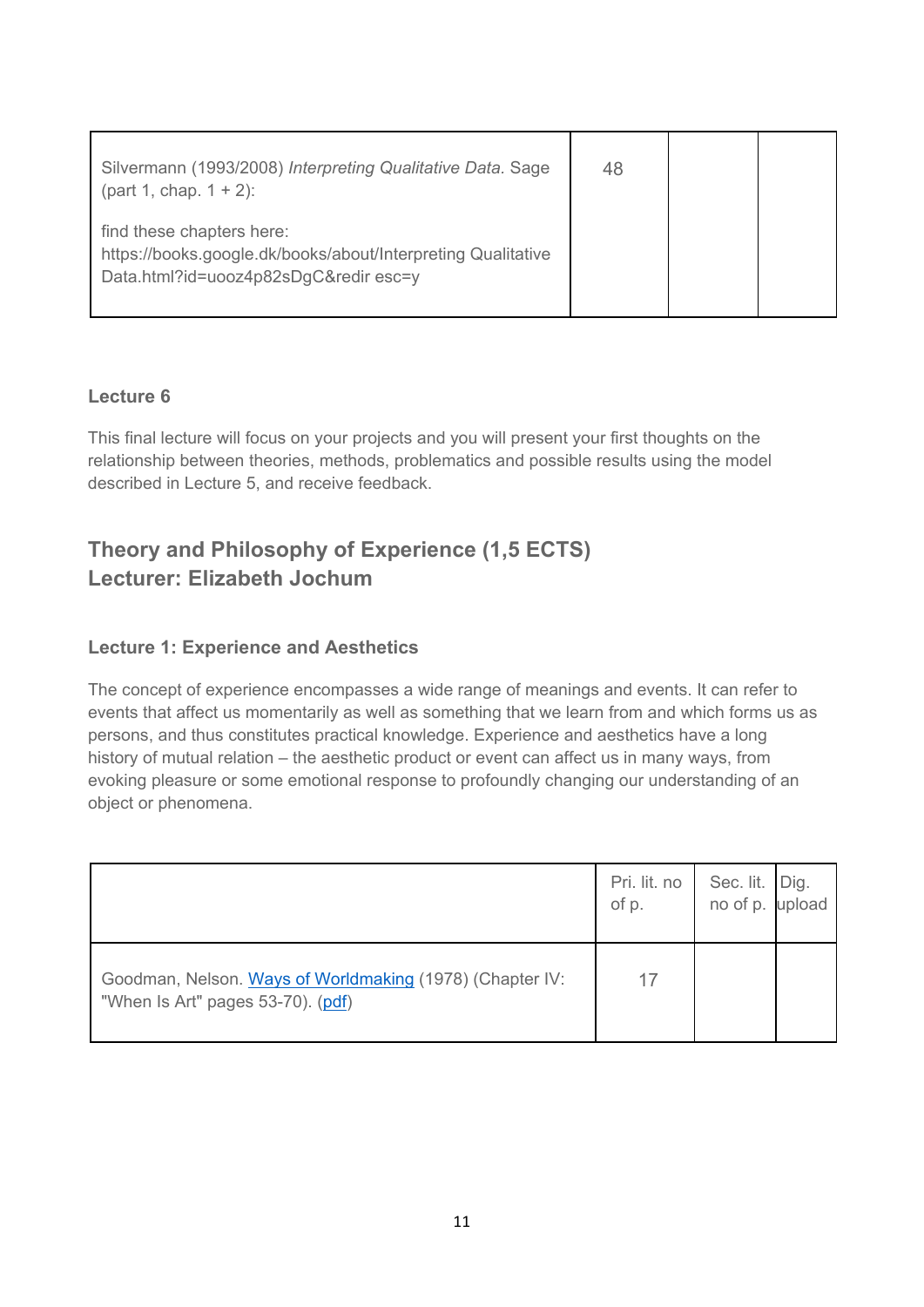| | | | |
|---|---|---|---|
| Silvermann (1993/2008) *Interpreting Qualitative Data.* Sage (part 1, chap. 1 + 2):<br><br>find these chapters here: https://books.google.dk/books/about/Interpreting Qualitative Data.html?id=uooz4p82sDgC&redir esc=y | 48 | | |

### Lecture 6

This final lecture will focus on your projects and you will present your first thoughts on the relationship between theories, methods, problematics and possible results using the model described in Lecture 5, and receive feedback.

## Theory and Philosophy of Experience (1,5 ECTS)
## Lecturer: Elizabeth Jochum

### Lecture 1: Experience and Aesthetics

The concept of experience encompasses a wide range of meanings and events. It can refer to events that affect us momentarily as well as something that we learn from and which forms us as persons, and thus constitutes practical knowledge. Experience and aesthetics have a long history of mutual relation – the aesthetic product or event can affect us in many ways, from evoking pleasure or some emotional response to profoundly changing our understanding of an object or phenomena.

| | Pri. lit. no of p. | Sec. lit. no of p. | Dig. upload |
|---|---|---|---|
| Goodman, Nelson. Ways of Worldmaking (1978) (Chapter IV: "When Is Art" pages 53-70). (pdf) | 17 | | |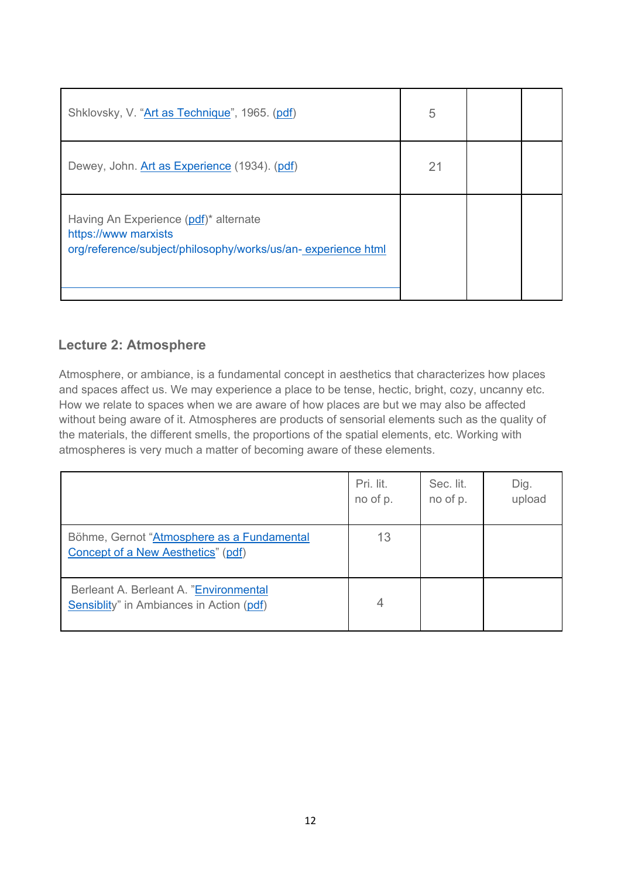| | | | |
|---|---|---|---|
| Shklovsky, V. "Art as Technique", 1965. (pdf) | 5 | | |
| Dewey, John. Art as Experience (1934). (pdf) | 21 | | |
| Having An Experience (pdf)* alternate https://www marxists org/reference/subject/philosophy/works/us/an- experience html | | | |

### Lecture 2: Atmosphere

Atmosphere, or ambiance, is a fundamental concept in aesthetics that characterizes how places and spaces affect us. We may experience a place to be tense, hectic, bright, cozy, uncanny etc. How we relate to spaces when we are aware of how places are but we may also be affected without being aware of it. Atmospheres are products of sensorial elements such as the quality of the materials, the different smells, the proportions of the spatial elements, etc. Working with atmospheres is very much a matter of becoming aware of these elements.

| | Pri. lit. no of p. | Sec. lit. no of p. | Dig. upload |
|---|---|---|---|
| Böhme, Gernot "Atmosphere as a Fundamental Concept of a New Aesthetics" (pdf) | 13 | | |
| Berleant A. Berleant A. "Environmental Sensiblity" in Ambiances in Action (pdf) | 4 | | |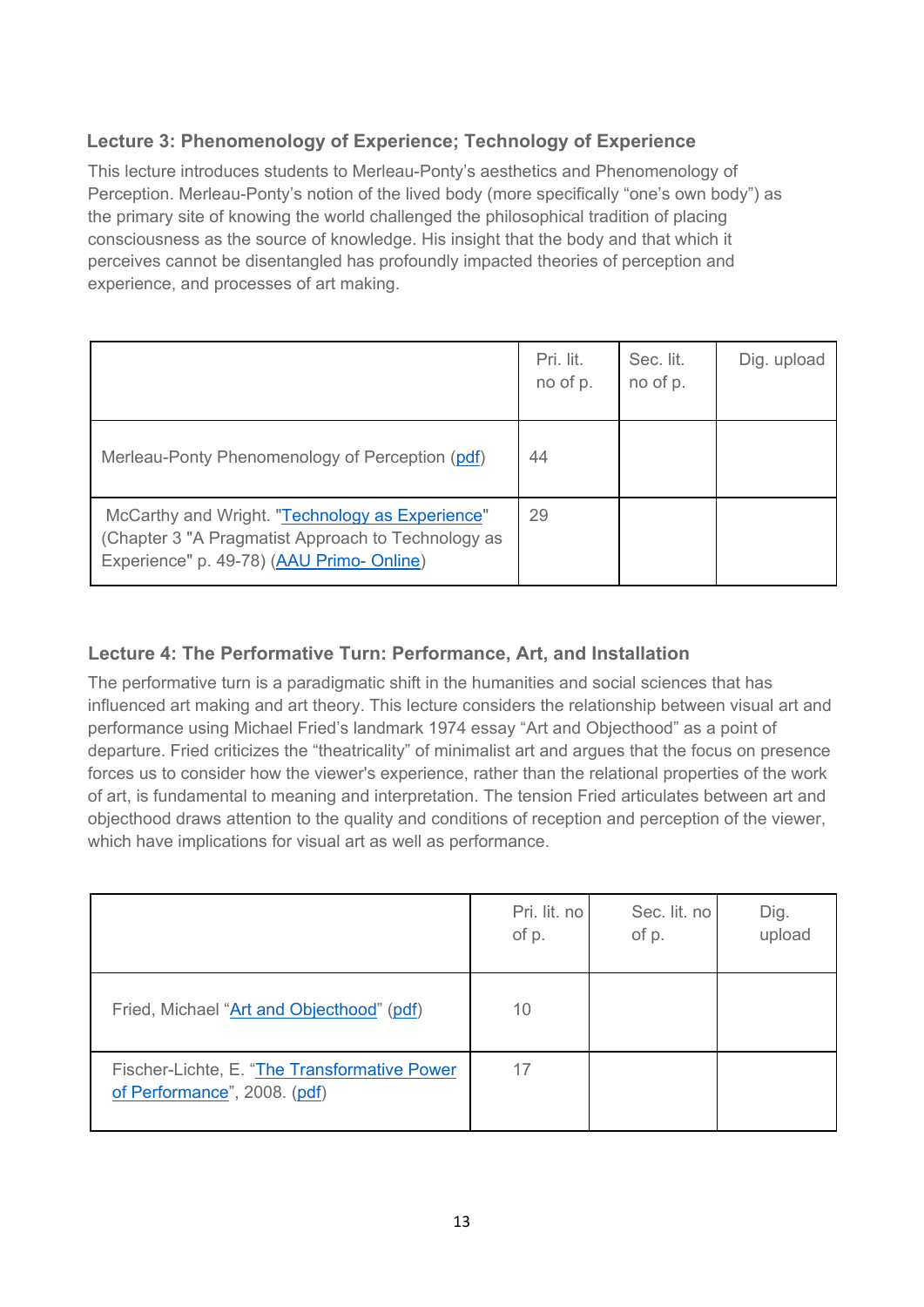### Lecture 3: Phenomenology of Experience; Technology of Experience

This lecture introduces students to Merleau-Ponty's aesthetics and Phenomenology of Perception. Merleau-Ponty's notion of the lived body (more specifically "one's own body") as the primary site of knowing the world challenged the philosophical tradition of placing consciousness as the source of knowledge. His insight that the body and that which it perceives cannot be disentangled has profoundly impacted theories of perception and experience, and processes of art making.

| | Pri. lit. no of p. | Sec. lit. no of p. | Dig. upload |
|---|---|---|---|
| Merleau-Ponty Phenomenology of Perception (pdf) | 44 | | |
| McCarthy and Wright. "Technology as Experience" (Chapter 3 "A Pragmatist Approach to Technology as Experience" p. 49-78) (AAU Primo- Online) | 29 | | |

### Lecture 4: The Performative Turn: Performance, Art, and Installation

The performative turn is a paradigmatic shift in the humanities and social sciences that has influenced art making and art theory. This lecture considers the relationship between visual art and performance using Michael Fried's landmark 1974 essay "Art and Objecthood" as a point of departure. Fried criticizes the "theatricality" of minimalist art and argues that the focus on presence forces us to consider how the viewer's experience, rather than the relational properties of the work of art, is fundamental to meaning and interpretation. The tension Fried articulates between art and objecthood draws attention to the quality and conditions of reception and perception of the viewer, which have implications for visual art as well as performance.

| | Pri. lit. no of p. | Sec. lit. no of p. | Dig. upload |
|---|---|---|---|
| Fried, Michael "Art and Objecthood" (pdf) | 10 | | |
| Fischer-Lichte, E. "The Transformative Power of Performance", 2008. (pdf) | 17 | | |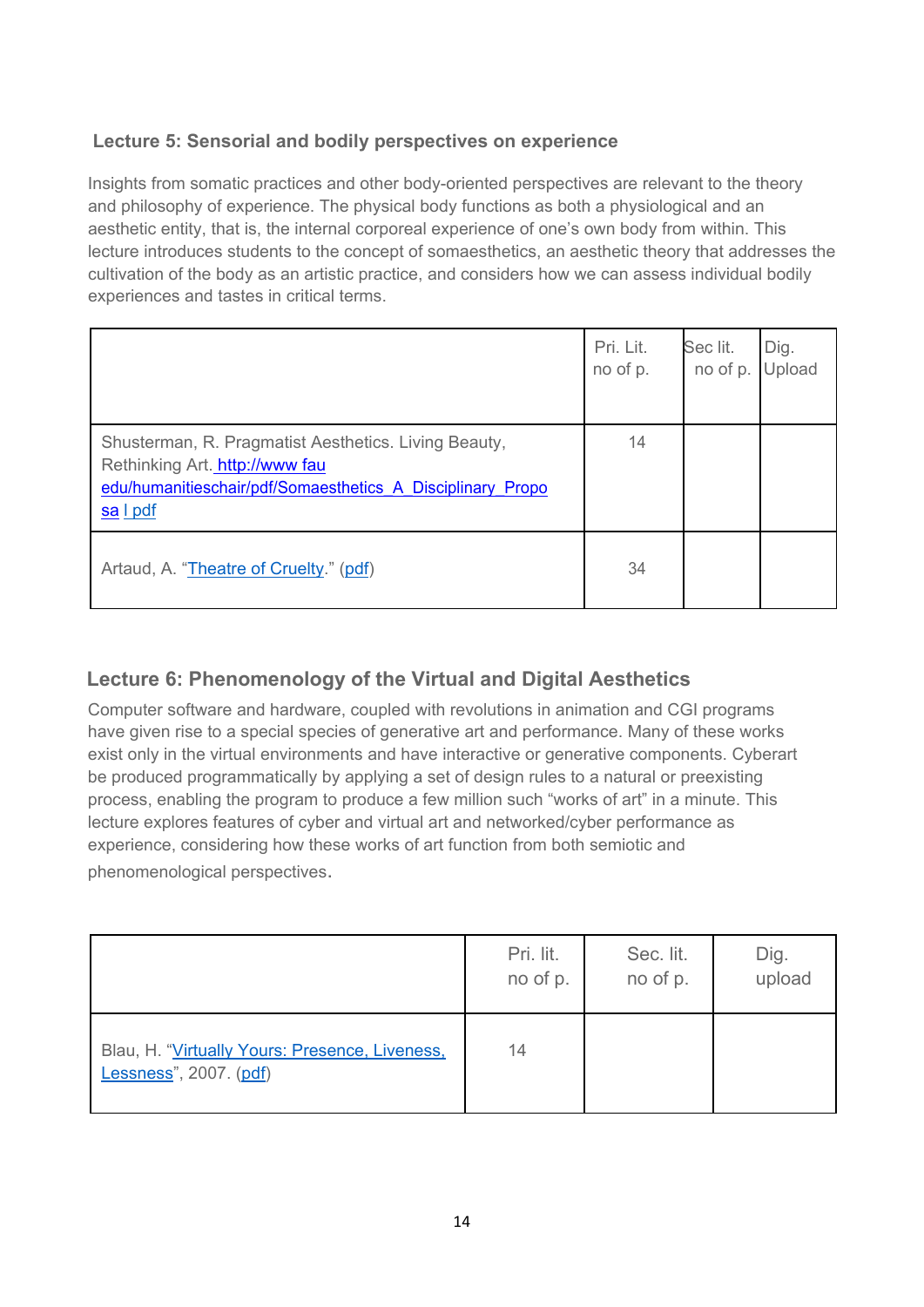### Lecture 5: Sensorial and bodily perspectives on experience

Insights from somatic practices and other body-oriented perspectives are relevant to the theory and philosophy of experience. The physical body functions as both a physiological and an aesthetic entity, that is, the internal corporeal experience of one's own body from within. This lecture introduces students to the concept of somaesthetics, an aesthetic theory that addresses the cultivation of the body as an artistic practice, and considers how we can assess individual bodily experiences and tastes in critical terms.

| | Pri. Lit. no of p. | Sec lit. no of p. | Dig. Upload |
|---|---|---|---|
| Shusterman, R. Pragmatist Aesthetics. Living Beauty, Rethinking Art. http://www fau edu/humanitieschair/pdf/Somaesthetics_A_Disciplinary_Proposa l pdf | 14 | | |
| Artaud, A. "Theatre of Cruelty." (pdf) | 34 | | |

### Lecture 6: Phenomenology of the Virtual and Digital Aesthetics

Computer software and hardware, coupled with revolutions in animation and CGI programs have given rise to a special species of generative art and performance. Many of these works exist only in the virtual environments and have interactive or generative components. Cyberart be produced programmatically by applying a set of design rules to a natural or preexisting process, enabling the program to produce a few million such "works of art" in a minute. This lecture explores features of cyber and virtual art and networked/cyber performance as experience, considering how these works of art function from both semiotic and phenomenological perspectives.

| | Pri. lit. no of p. | Sec. lit. no of p. | Dig. upload |
|---|---|---|---|
| Blau, H. "Virtually Yours: Presence, Liveness, Lessness", 2007. (pdf) | 14 | | |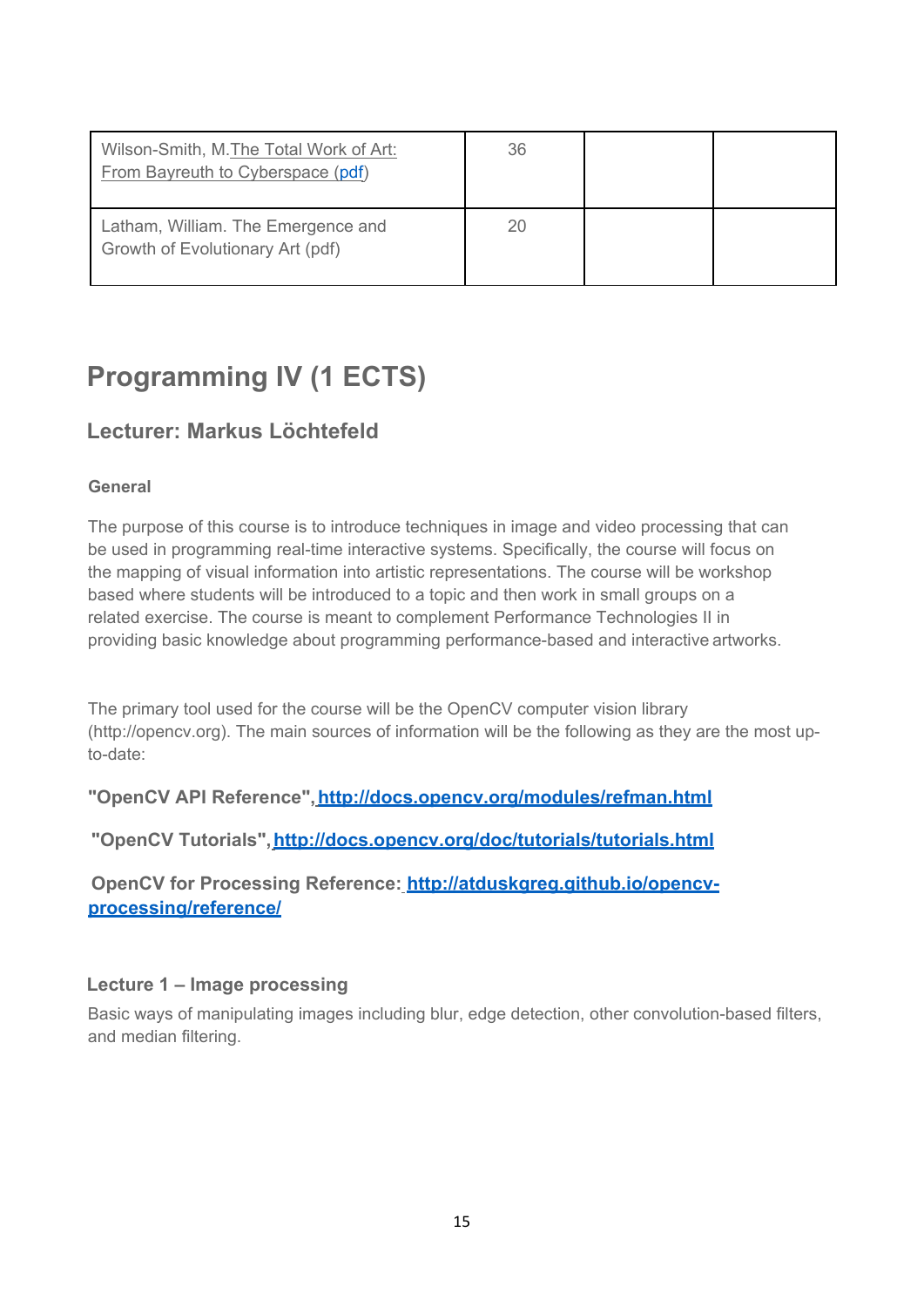| | | | |
|---|---|---|---|
| Wilson-Smith, M.The Total Work of Art: From Bayreuth to Cyberspace (pdf) | 36 | | |
| Latham, William. The Emergence and Growth of Evolutionary Art (pdf) | 20 | | |

# Programming IV (1 ECTS)

## Lecturer: Markus Löchtefeld

### General

The purpose of this course is to introduce techniques in image and video processing that can be used in programming real-time interactive systems. Specifically, the course will focus on the mapping of visual information into artistic representations. The course will be workshop based where students will be introduced to a topic and then work in small groups on a related exercise. The course is meant to complement Performance Technologies II in providing basic knowledge about programming performance-based and interactive artworks.

The primary tool used for the course will be the OpenCV computer vision library (http://opencv.org). The main sources of information will be the following as they are the most up-to-date:

**"OpenCV API Reference", http://docs.opencv.org/modules/refman.html**

**"OpenCV Tutorials", http://docs.opencv.org/doc/tutorials/tutorials.html**

**OpenCV for Processing Reference: http://atduskgreg.github.io/opencv-processing/reference/**

### Lecture 1 – Image processing

Basic ways of manipulating images including blur, edge detection, other convolution-based filters, and median filtering.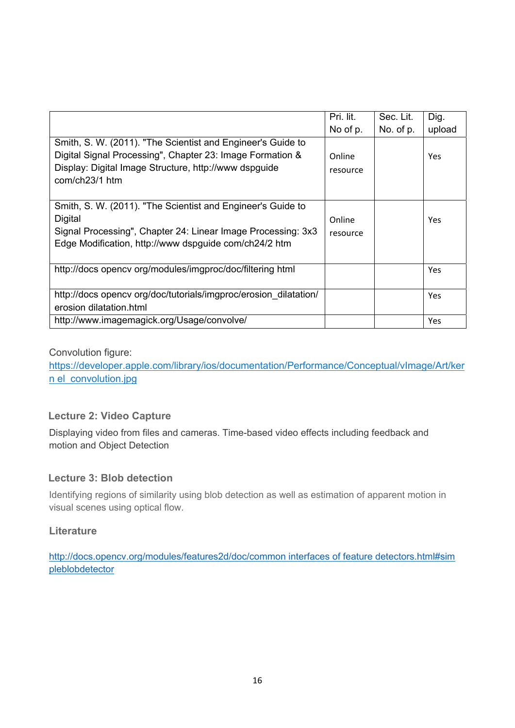| | Pri. lit. No of p. | Sec. Lit. No. of p. | Dig. upload |
|---|---|---|---|
| Smith, S. W. (2011). "The Scientist and Engineer's Guide to Digital Signal Processing", Chapter 23: Image Formation & Display: Digital Image Structure, http://www dspguide com/ch23/1 htm | Online resource | | Yes |
| Smith, S. W. (2011). "The Scientist and Engineer's Guide to Digital Signal Processing", Chapter 24: Linear Image Processing: 3x3 Edge Modification, http://www dspguide com/ch24/2 htm | Online resource | | Yes |
| http://docs opencv org/modules/imgproc/doc/filtering html | | | Yes |
| http://docs opencv org/doc/tutorials/imgproc/erosion_dilatation/ erosion dilatation.html | | | Yes |
| http://www.imagemagick.org/Usage/convolve/ | | | Yes |

Convolution figure:
https://developer.apple.com/library/ios/documentation/Performance/Conceptual/vImage/Art/kern el_convolution.jpg

### Lecture 2: Video Capture

Displaying video from files and cameras. Time-based video effects including feedback and motion and Object Detection

### Lecture 3: Blob detection

Identifying regions of similarity using blob detection as well as estimation of apparent motion in visual scenes using optical flow.

### Literature

http://docs.opencv.org/modules/features2d/doc/common interfaces of feature detectors.html#simpleblobdetector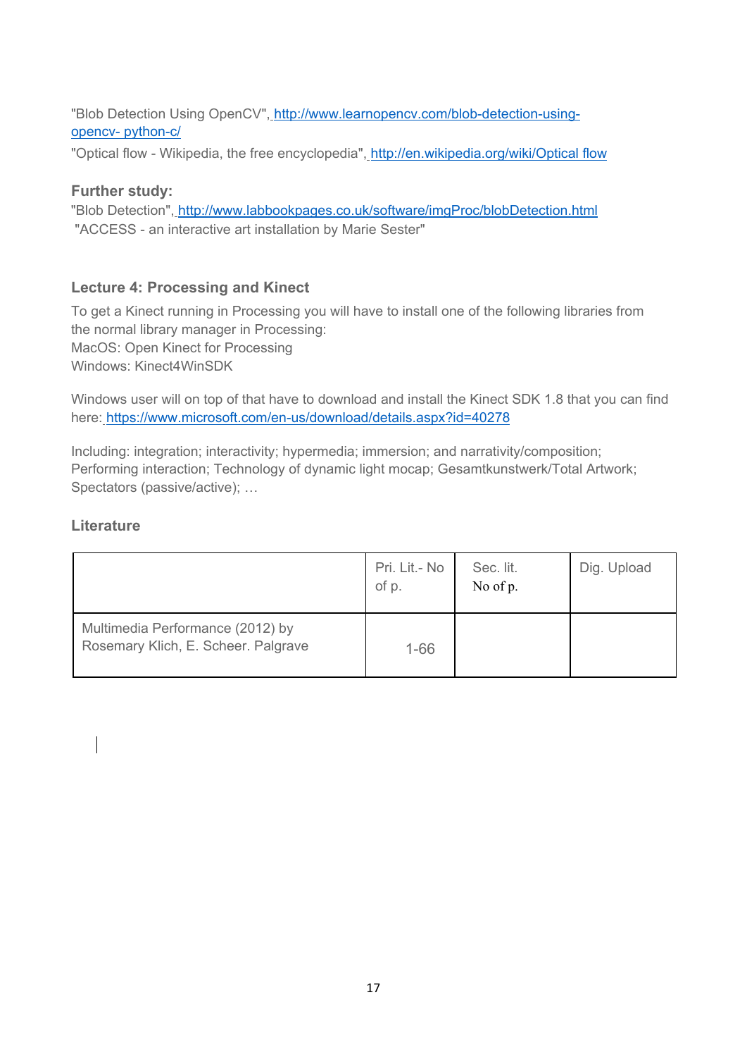"Blob Detection Using OpenCV", http://www.learnopencv.com/blob-detection-using-opencv- python-c/

"Optical flow - Wikipedia, the free encyclopedia", http://en.wikipedia.org/wiki/Optical flow

**Further study:**

"Blob Detection", http://www.labbookpages.co.uk/software/imgProc/blobDetection.html

"ACCESS - an interactive art installation by Marie Sester"

### Lecture 4: Processing and Kinect

To get a Kinect running in Processing you will have to install one of the following libraries from the normal library manager in Processing:
MacOS: Open Kinect for Processing
Windows: Kinect4WinSDK

Windows user will on top of that have to download and install the Kinect SDK 1.8 that you can find here: https://www.microsoft.com/en-us/download/details.aspx?id=40278

Including: integration; interactivity; hypermedia; immersion; and narrativity/composition; Performing interaction; Technology of dynamic light mocap; Gesamtkunstwerk/Total Artwork; Spectators (passive/active); …

### Literature

| | Pri. Lit.- No of p. | Sec. lit. No of p. | Dig. Upload |
|---|---|---|---|
| Multimedia Performance (2012) by Rosemary Klich, E. Scheer. Palgrave | 1-66 | | |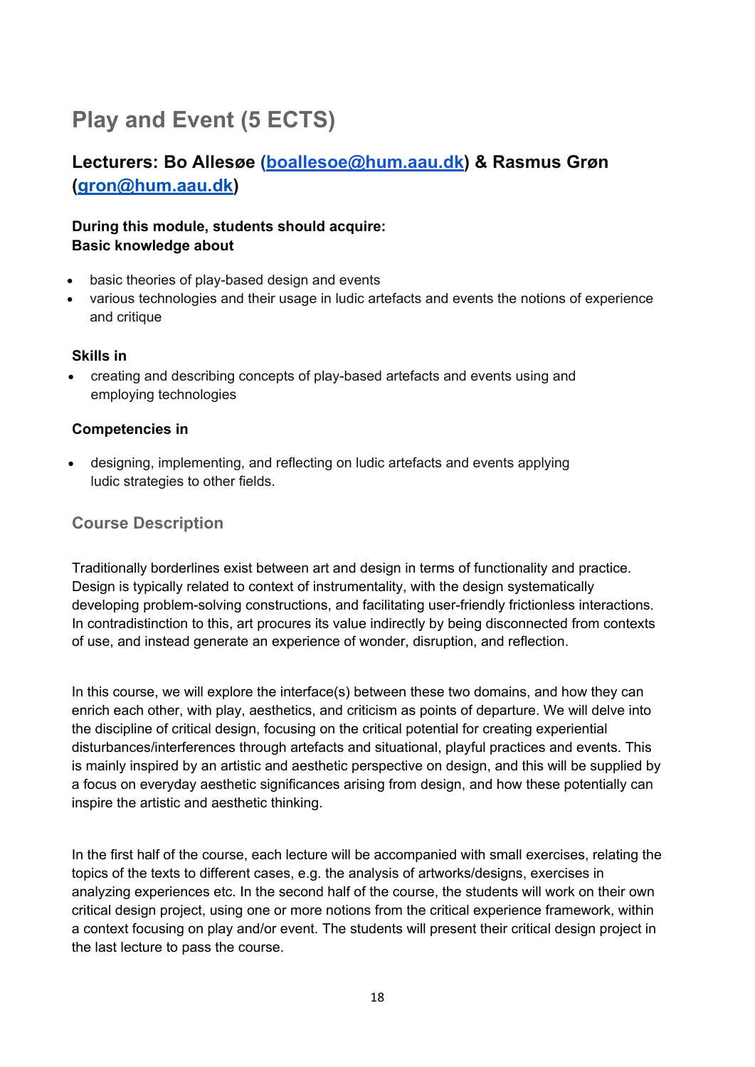# Play and Event (5 ECTS)

## Lecturers: Bo Allesøe (boallesoe@hum.aau.dk) & Rasmus Grøn (gron@hum.aau.dk)

**During this module, students should acquire:**
**Basic knowledge about**

- basic theories of play-based design and events
- various technologies and their usage in ludic artefacts and events the notions of experience and critique

**Skills in**

- creating and describing concepts of play-based artefacts and events using and employing technologies

**Competencies in**

- designing, implementing, and reflecting on ludic artefacts and events applying ludic strategies to other fields.

### Course Description

Traditionally borderlines exist between art and design in terms of functionality and practice. Design is typically related to context of instrumentality, with the design systematically developing problem-solving constructions, and facilitating user-friendly frictionless interactions. In contradistinction to this, art procures its value indirectly by being disconnected from contexts of use, and instead generate an experience of wonder, disruption, and reflection.

In this course, we will explore the interface(s) between these two domains, and how they can enrich each other, with play, aesthetics, and criticism as points of departure. We will delve into the discipline of critical design, focusing on the critical potential for creating experiential disturbances/interferences through artefacts and situational, playful practices and events. This is mainly inspired by an artistic and aesthetic perspective on design, and this will be supplied by a focus on everyday aesthetic significances arising from design, and how these potentially can inspire the artistic and aesthetic thinking.

In the first half of the course, each lecture will be accompanied with small exercises, relating the topics of the texts to different cases, e.g. the analysis of artworks/designs, exercises in analyzing experiences etc. In the second half of the course, the students will work on their own critical design project, using one or more notions from the critical experience framework, within a context focusing on play and/or event. The students will present their critical design project in the last lecture to pass the course.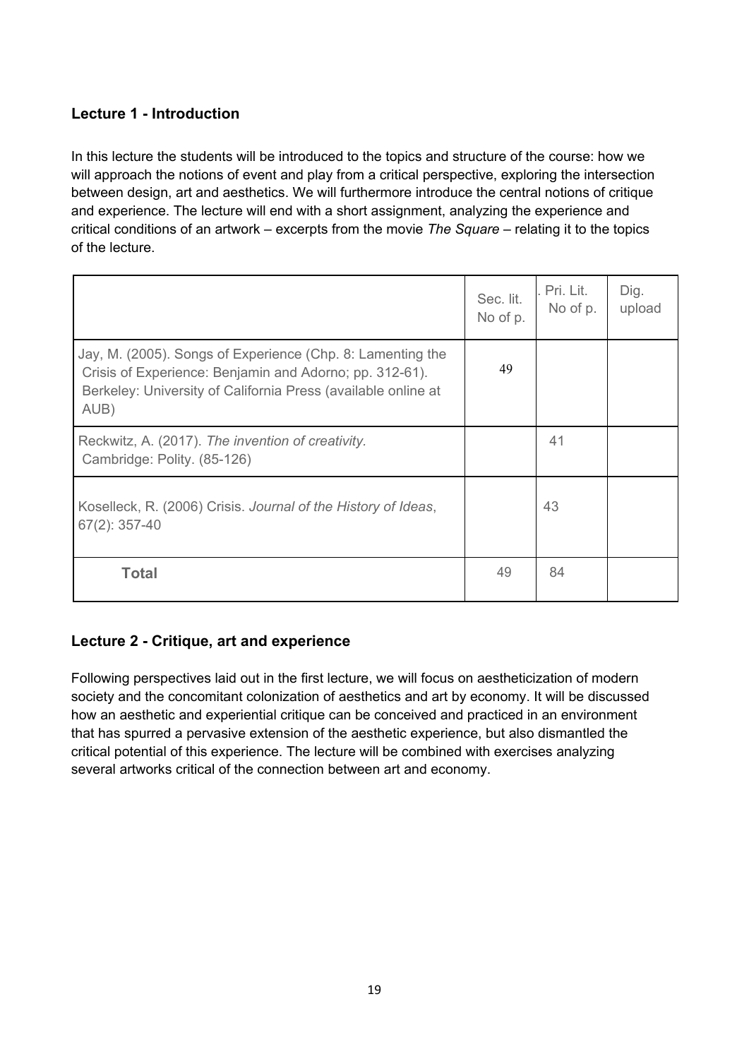### Lecture 1 - Introduction

In this lecture the students will be introduced to the topics and structure of the course: how we will approach the notions of event and play from a critical perspective, exploring the intersection between design, art and aesthetics. We will furthermore introduce the central notions of critique and experience. The lecture will end with a short assignment, analyzing the experience and critical conditions of an artwork – excerpts from the movie *The Square* – relating it to the topics of the lecture.

| | Sec. lit. No of p. | . Pri. Lit. No of p. | Dig. upload |
|---|---|---|---|
| Jay, M. (2005). Songs of Experience (Chp. 8: Lamenting the Crisis of Experience: Benjamin and Adorno; pp. 312-61). Berkeley: University of California Press (available online at AUB) | 49 | | |
| Reckwitz, A. (2017). *The invention of creativity*. Cambridge: Polity. (85-126) | | 41 | |
| Koselleck, R. (2006) Crisis. *Journal of the History of Ideas*, 67(2): 357-40 | | 43 | |
| **Total** | 49 | 84 | |

### Lecture 2 - Critique, art and experience

Following perspectives laid out in the first lecture, we will focus on aestheticization of modern society and the concomitant colonization of aesthetics and art by economy. It will be discussed how an aesthetic and experiential critique can be conceived and practiced in an environment that has spurred a pervasive extension of the aesthetic experience, but also dismantled the critical potential of this experience. The lecture will be combined with exercises analyzing several artworks critical of the connection between art and economy.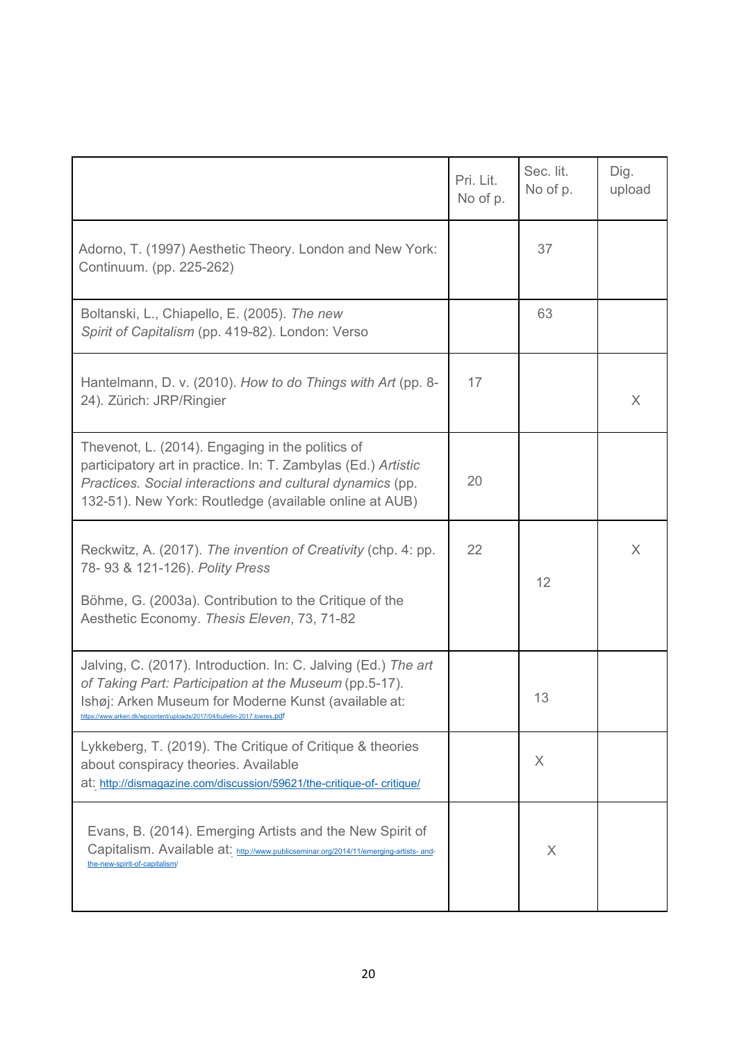|  | Pri. Lit. No of p. | Sec. lit. No of p. | Dig. upload |
|---|---|---|---|
| Adorno, T. (1997) Aesthetic Theory. London and New York: Continuum. (pp. 225-262) |  | 37 |  |
| Boltanski, L., Chiapello, E. (2005). *The new Spirit of Capitalism* (pp. 419-82). London: Verso |  | 63 |  |
| Hantelmann, D. v. (2010). *How to do Things with Art* (pp. 8-24). Zürich: JRP/Ringier | 17 |  | X |
| Thevenot, L. (2014). Engaging in the politics of participatory art in practice. In: T. Zambylas (Ed.) *Artistic Practices. Social interactions and cultural dynamics* (pp. 132-51). New York: Routledge (available online at AUB) | 20 |  |  |
| Reckwitz, A. (2017). *The invention of Creativity* (chp. 4: pp. 78- 93 & 121-126). *Polity Press*<br><br>Böhme, G. (2003a). Contribution to the Critique of the Aesthetic Economy. *Thesis Eleven*, 73, 71-82 | 22 | 12 | X |
| Jalving, C. (2017). Introduction. In: C. Jalving (Ed.) *The art of Taking Part: Participation at the Museum* (pp.5-17). Ishøj: Arken Museum for Moderne Kunst (available at: https://www.arken.dk/wpcontent/uploads/2017/04/bulletin-2017 lowres.pdf |  | 13 |  |
| Lykkeberg, T. (2019). The Critique of Critique & theories about conspiracy theories. Available at: http://dismagazine.com/discussion/59621/the-critique-of- critique/ |  | X |  |
| Evans, B. (2014). Emerging Artists and the New Spirit of Capitalism. Available at: http://www.publicseminar.org/2014/11/emerging-artists- and-the-new-spirit-of-capitalism/ |  | X |  |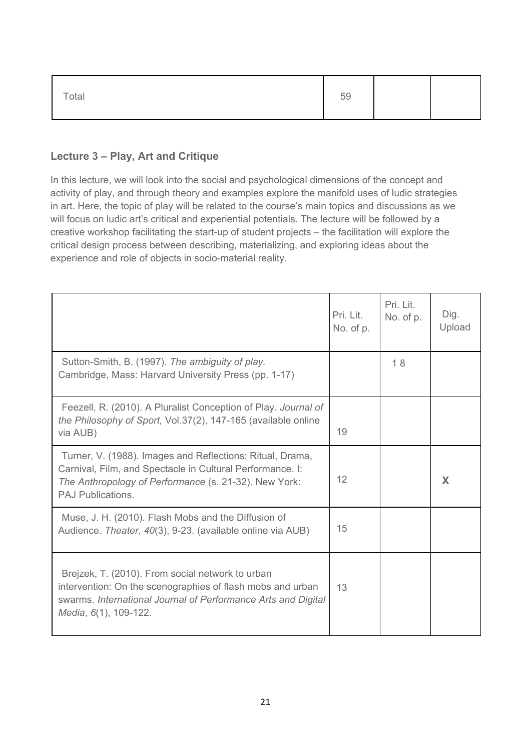| Total | 59 | | |
|---|---|---|---|

### Lecture 3 – Play, Art and Critique

In this lecture, we will look into the social and psychological dimensions of the concept and activity of play, and through theory and examples explore the manifold uses of ludic strategies in art. Here, the topic of play will be related to the course's main topics and discussions as we will focus on ludic art's critical and experiential potentials. The lecture will be followed by a creative workshop facilitating the start-up of student projects – the facilitation will explore the critical design process between describing, materializing, and exploring ideas about the experience and role of objects in socio-material reality.

| | Pri. Lit. No. of p. | Pri. Lit. No. of p. | Dig. Upload |
|---|---|---|---|
| Sutton-Smith, B. (1997). *The ambiguity of play.* Cambridge, Mass: Harvard University Press (pp. 1-17) | | 1 8 | |
| Feezell, R. (2010). A Pluralist Conception of Play. *Journal of the Philosophy of Sport,* Vol.37(2), 147-165 (available online via AUB) | 19 | | |
| Turner, V. (1988). Images and Reflections: Ritual, Drama, Carnival, Film, and Spectacle in Cultural Performance. I: *The Anthropology of Performance* (s. 21-32). New York: PAJ Publications. | 12 | | **X** |
| Muse, J. H. (2010). Flash Mobs and the Diffusion of Audience. *Theater*, *40*(3), 9-23. (available online via AUB) | 15 | | |
| Brejzek, T. (2010). From social network to urban intervention: On the scenographies of flash mobs and urban swarms. *International Journal of Performance Arts and Digital Media*, *6*(1), 109-122. | 13 | | |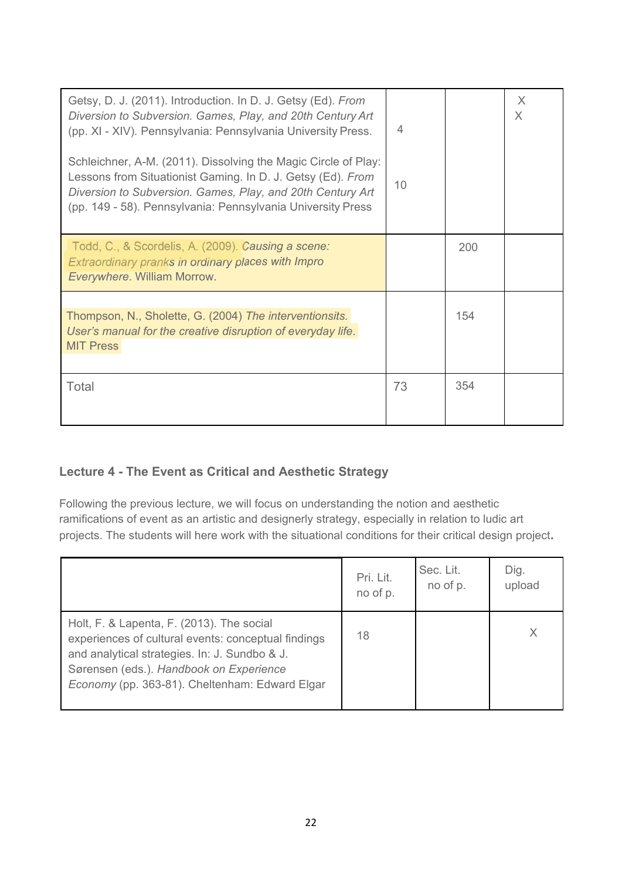| | | | |
|---|---|---|---|
| Getsy, D. J. (2011). Introduction. In D. J. Getsy (Ed). *From Diversion to Subversion. Games, Play, and 20th Century Art* (pp. XI - XIV). Pennsylvania: Pennsylvania University Press.<br><br>Schleichner, A-M. (2011). Dissolving the Magic Circle of Play: Lessons from Situationist Gaming. In D. J. Getsy (Ed). *From Diversion to Subversion. Games, Play, and 20th Century Art* (pp. 149 - 58). Pennsylvania: Pennsylvania University Press | 4<br><br>10 | | X<br>X |
| Todd, C., & Scordelis, A. (2009). *Causing a scene: Extraordinary pranks in ordinary places with Impro Everywhere*. William Morrow. | | 200 | |
| Thompson, N., Sholette, G. (2004) *The interventionsits. User's manual for the creative disruption of everyday life*. MIT Press | | 154 | |
| Total | 73 | 354 | |

### Lecture 4 - The Event as Critical and Aesthetic Strategy

Following the previous lecture, we will focus on understanding the notion and aesthetic ramifications of event as an artistic and designerly strategy, especially in relation to ludic art projects. The students will here work with the situational conditions for their critical design project**.**

| | Pri. Lit. no of p. | Sec. Lit. no of p. | Dig. upload |
|---|---|---|---|
| Holt, F. & Lapenta, F. (2013). The social experiences of cultural events: conceptual findings and analytical strategies. In: J. Sundbo & J. Sørensen (eds.). *Handbook on Experience Economy* (pp. 363-81). Cheltenham: Edward Elgar | 18 | | X |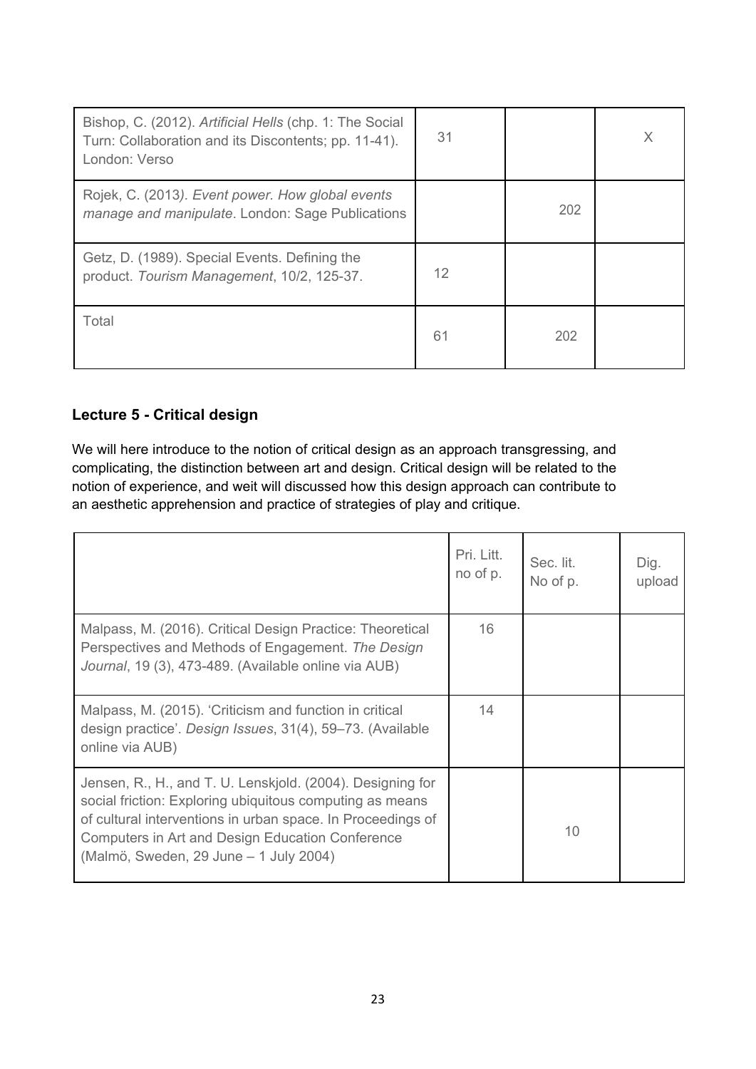| | | | |
|---|---|---|---|
| Bishop, C. (2012). *Artificial Hells* (chp. 1: The Social Turn: Collaboration and its Discontents; pp. 11-41). London: Verso | 31 | | X |
| Rojek, C. (2013*). Event power. How global events manage and manipulate*. London: Sage Publications | | 202 | |
| Getz, D. (1989). Special Events. Defining the product. *Tourism Management*, 10/2, 125-37. | 12 | | |
| Total | 61 | 202 | |

### Lecture 5 - Critical design

We will here introduce to the notion of critical design as an approach transgressing, and complicating, the distinction between art and design. Critical design will be related to the notion of experience, and weit will discussed how this design approach can contribute to an aesthetic apprehension and practice of strategies of play and critique.

| | Pri. Litt. no of p. | Sec. lit. No of p. | Dig. upload |
|---|---|---|---|
| Malpass, M. (2016). Critical Design Practice: Theoretical Perspectives and Methods of Engagement. *The Design Journal*, 19 (3), 473-489. (Available online via AUB) | 16 | | |
| Malpass, M. (2015). 'Criticism and function in critical design practice'. *Design Issues*, 31(4), 59–73. (Available online via AUB) | 14 | | |
| Jensen, R., H., and T. U. Lenskjold. (2004). Designing for social friction: Exploring ubiquitous computing as means of cultural interventions in urban space. In Proceedings of Computers in Art and Design Education Conference (Malmö, Sweden, 29 June – 1 July 2004) | | 10 | |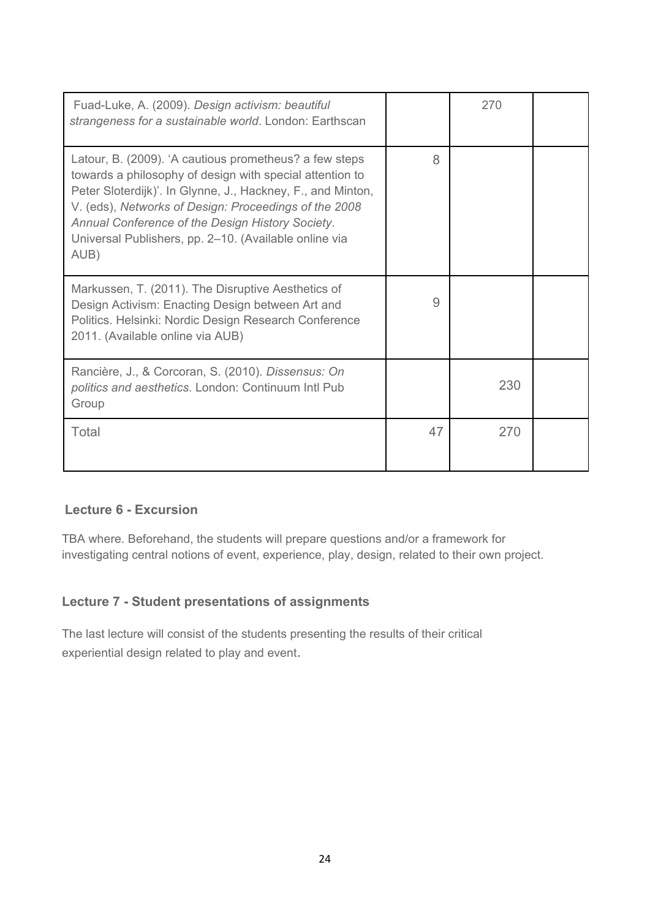| | | | |
|---|---|---|---|
| Fuad-Luke, A. (2009). *Design activism: beautiful strangeness for a sustainable world*. London: Earthscan | | 270 | |
| Latour, B. (2009). 'A cautious prometheus? a few steps towards a philosophy of design with special attention to Peter Sloterdijk)'. In Glynne, J., Hackney, F., and Minton, V. (eds), *Networks of Design: Proceedings of the 2008 Annual Conference of the Design History Society*. Universal Publishers, pp. 2–10. (Available online via AUB) | 8 | | |
| Markussen, T. (2011). The Disruptive Aesthetics of Design Activism: Enacting Design between Art and Politics. Helsinki: Nordic Design Research Conference 2011. (Available online via AUB) | 9 | | |
| Rancière, J., & Corcoran, S. (2010). *Dissensus: On politics and aesthetics*. London: Continuum Intl Pub Group | | 230 | |
| Total | 47 | 270 | |

### Lecture 6 - Excursion

TBA where. Beforehand, the students will prepare questions and/or a framework for investigating central notions of event, experience, play, design, related to their own project.

### Lecture 7 - Student presentations of assignments

The last lecture will consist of the students presenting the results of their critical experiential design related to play and event.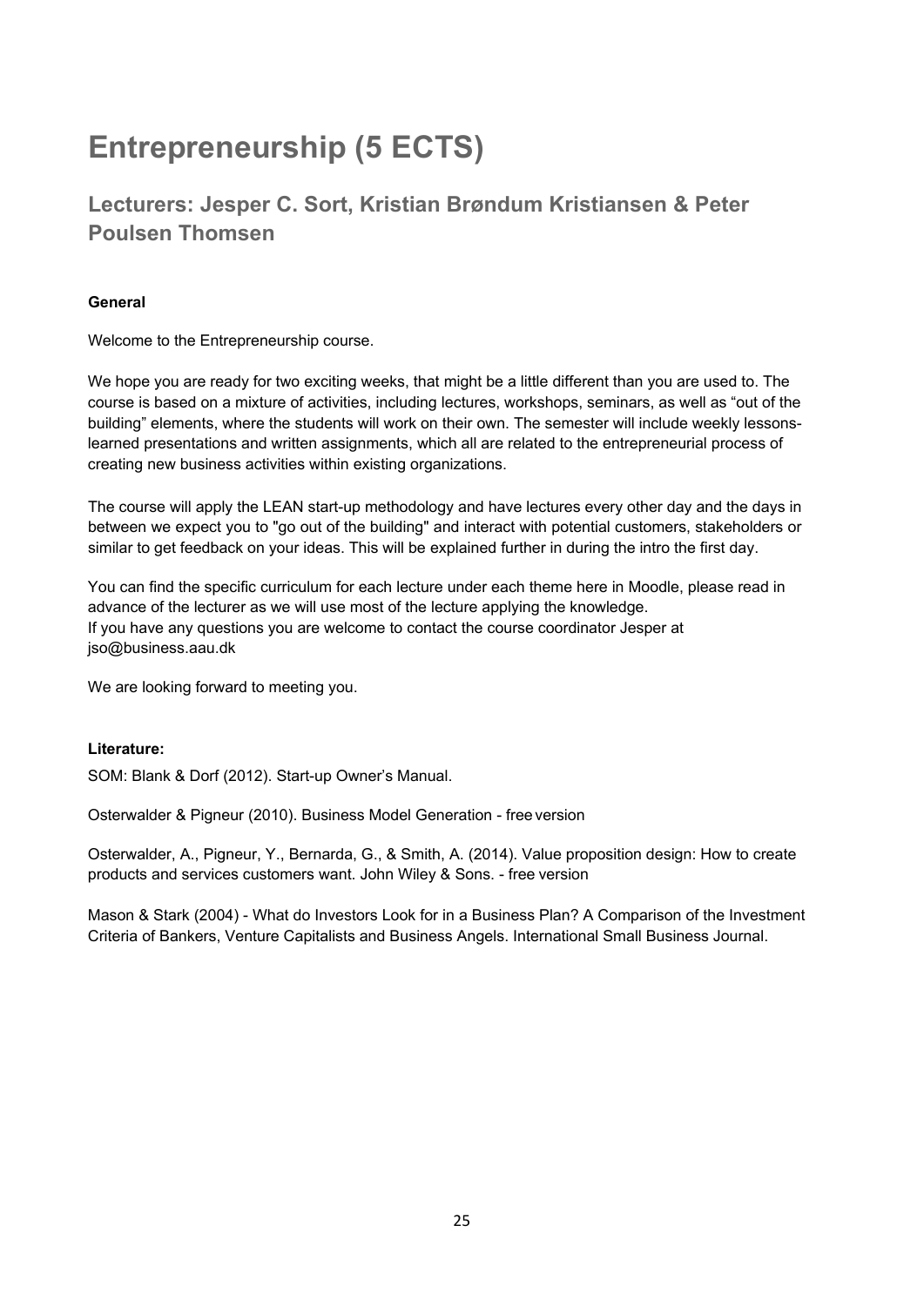# Entrepreneurship (5 ECTS)

## Lecturers: Jesper C. Sort, Kristian Brøndum Kristiansen & Peter Poulsen Thomsen

**General**

Welcome to the Entrepreneurship course.

We hope you are ready for two exciting weeks, that might be a little different than you are used to. The course is based on a mixture of activities, including lectures, workshops, seminars, as well as “out of the building” elements, where the students will work on their own. The semester will include weekly lessons-learned presentations and written assignments, which all are related to the entrepreneurial process of creating new business activities within existing organizations.

The course will apply the LEAN start-up methodology and have lectures every other day and the days in between we expect you to "go out of the building" and interact with potential customers, stakeholders or similar to get feedback on your ideas. This will be explained further in during the intro the first day.

You can find the specific curriculum for each lecture under each theme here in Moodle, please read in advance of the lecturer as we will use most of the lecture applying the knowledge.
If you have any questions you are welcome to contact the course coordinator Jesper at jso@business.aau.dk

We are looking forward to meeting you.

**Literature:**

SOM: Blank & Dorf (2012). Start-up Owner’s Manual.

Osterwalder & Pigneur (2010). Business Model Generation - free version

Osterwalder, A., Pigneur, Y., Bernarda, G., & Smith, A. (2014). Value proposition design: How to create products and services customers want. John Wiley & Sons. - free version

Mason & Stark (2004) - What do Investors Look for in a Business Plan? A Comparison of the Investment Criteria of Bankers, Venture Capitalists and Business Angels. International Small Business Journal.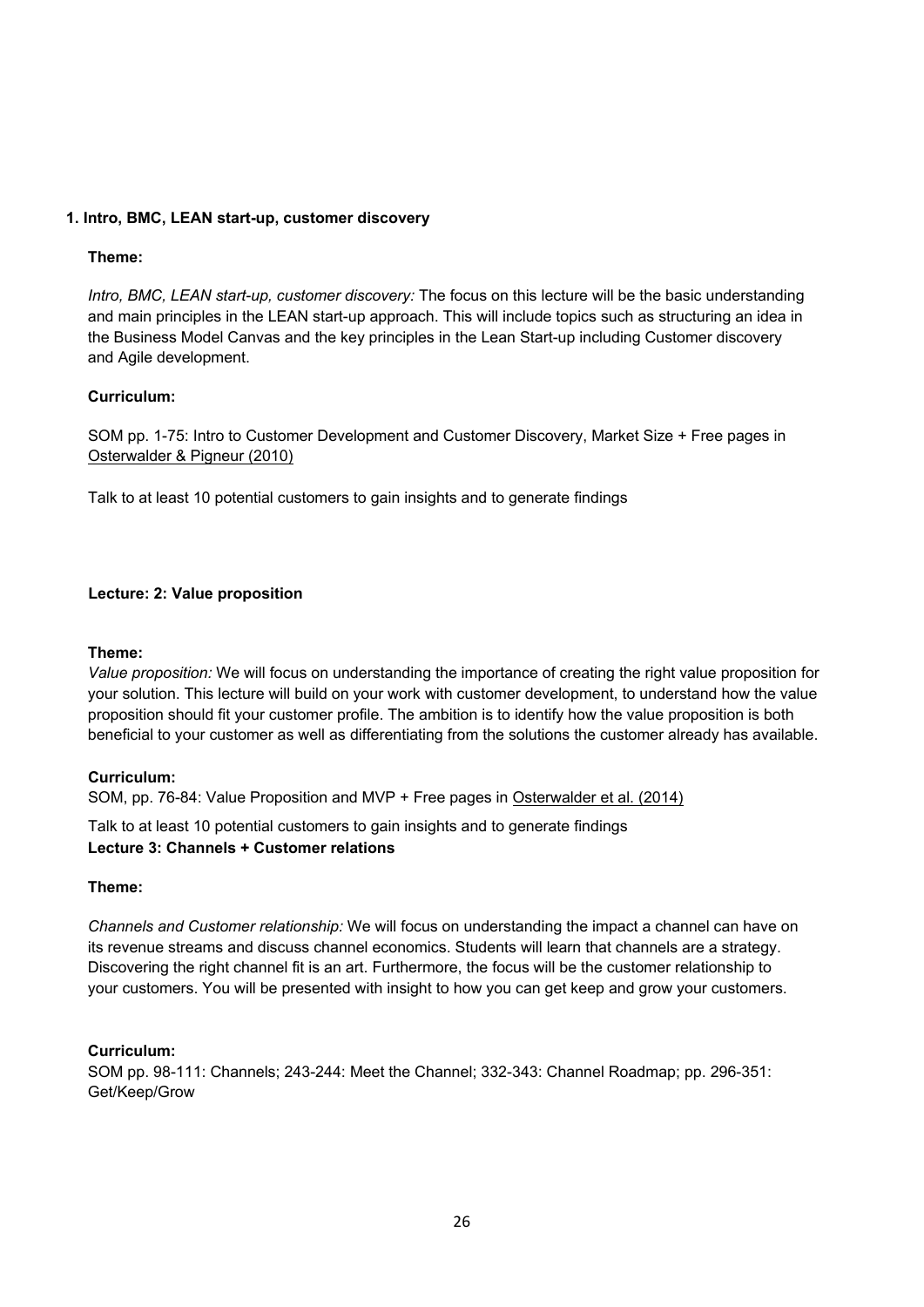### 1. Intro, BMC, LEAN start-up, customer discovery

**Theme:**

*Intro, BMC, LEAN start-up, customer discovery:* The focus on this lecture will be the basic understanding and main principles in the LEAN start-up approach. This will include topics such as structuring an idea in the Business Model Canvas and the key principles in the Lean Start-up including Customer discovery and Agile development.

**Curriculum:**

SOM pp. 1-75: Intro to Customer Development and Customer Discovery, Market Size + Free pages in Osterwalder & Pigneur (2010)

Talk to at least 10 potential customers to gain insights and to generate findings

### Lecture: 2: Value proposition

**Theme:**

*Value proposition:* We will focus on understanding the importance of creating the right value proposition for your solution. This lecture will build on your work with customer development, to understand how the value proposition should fit your customer profile. The ambition is to identify how the value proposition is both beneficial to your customer as well as differentiating from the solutions the customer already has available.

**Curriculum:**

SOM, pp. 76-84: Value Proposition and MVP + Free pages in Osterwalder et al. (2014)

Talk to at least 10 potential customers to gain insights and to generate findings

### Lecture 3: Channels + Customer relations

**Theme:**

*Channels and Customer relationship:* We will focus on understanding the impact a channel can have on its revenue streams and discuss channel economics. Students will learn that channels are a strategy. Discovering the right channel fit is an art. Furthermore, the focus will be the customer relationship to your customers. You will be presented with insight to how you can get keep and grow your customers.

**Curriculum:**

SOM pp. 98-111: Channels; 243-244: Meet the Channel; 332-343: Channel Roadmap; pp. 296-351: Get/Keep/Grow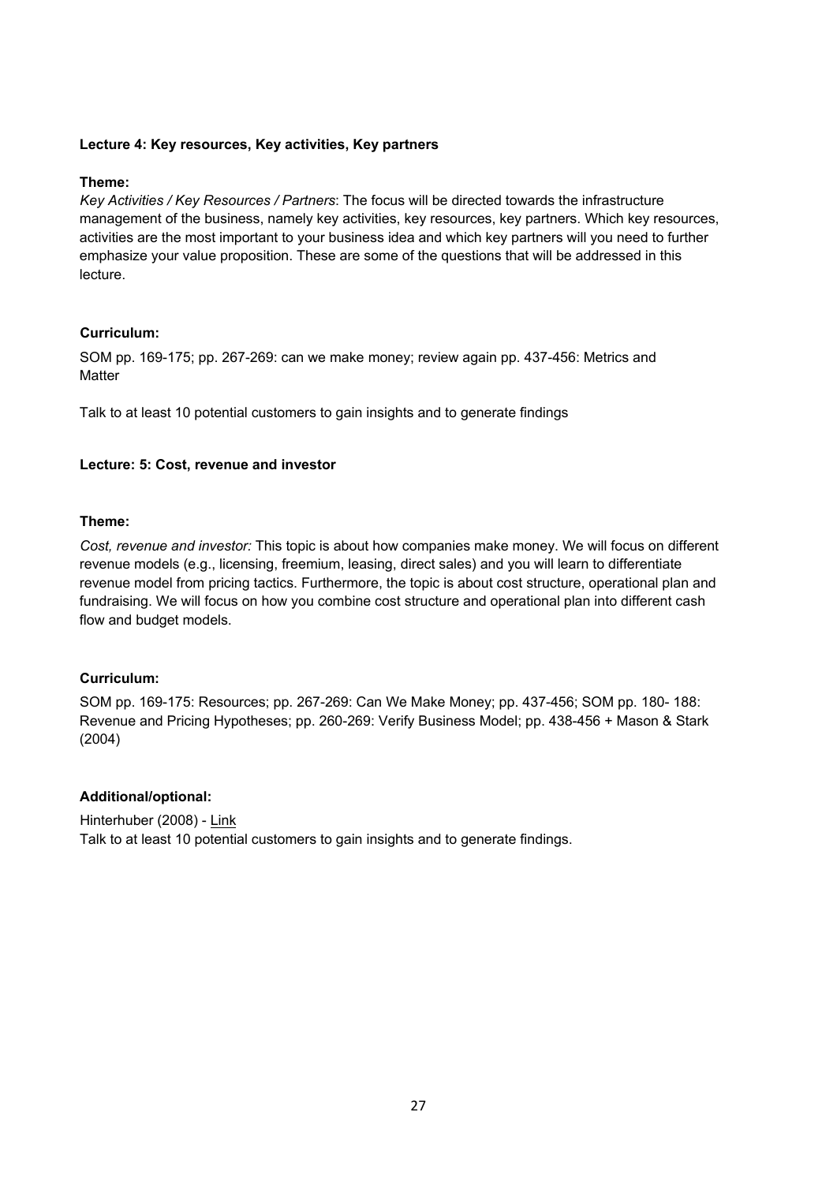**Lecture 4: Key resources, Key activities, Key partners**

**Theme:**

*Key Activities / Key Resources / Partners*: The focus will be directed towards the infrastructure management of the business, namely key activities, key resources, key partners. Which key resources, activities are the most important to your business idea and which key partners will you need to further emphasize your value proposition. These are some of the questions that will be addressed in this lecture.

**Curriculum:**

SOM pp. 169-175; pp. 267-269: can we make money; review again pp. 437-456: Metrics and Matter

Talk to at least 10 potential customers to gain insights and to generate findings

**Lecture: 5: Cost, revenue and investor**

**Theme:**

*Cost, revenue and investor:* This topic is about how companies make money. We will focus on different revenue models (e.g., licensing, freemium, leasing, direct sales) and you will learn to differentiate revenue model from pricing tactics. Furthermore, the topic is about cost structure, operational plan and fundraising. We will focus on how you combine cost structure and operational plan into different cash flow and budget models.

**Curriculum:**

SOM pp. 169-175: Resources; pp. 267-269: Can We Make Money; pp. 437-456; SOM pp. 180- 188: Revenue and Pricing Hypotheses; pp. 260-269: Verify Business Model; pp. 438-456 + Mason & Stark (2004)

**Additional/optional:**

Hinterhuber (2008) - Link

Talk to at least 10 potential customers to gain insights and to generate findings.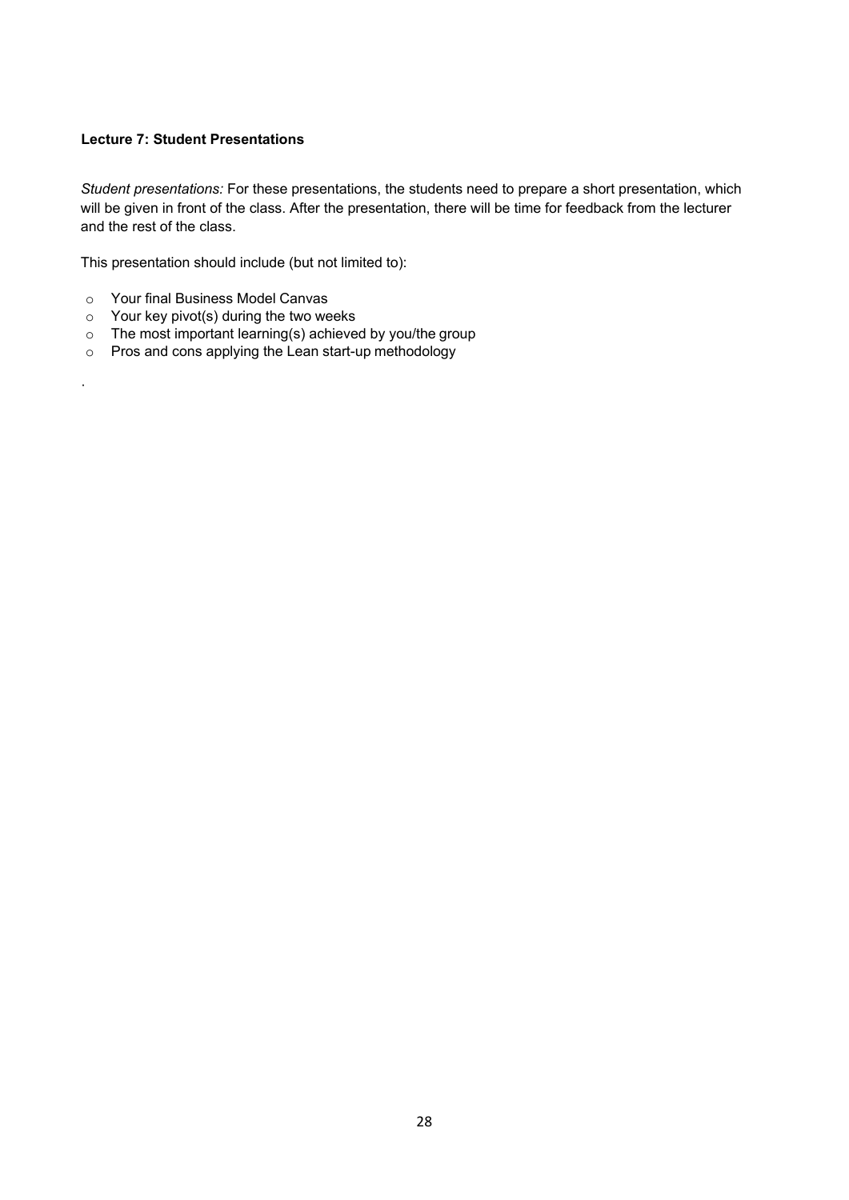**Lecture 7: Student Presentations**

*Student presentations:* For these presentations, the students need to prepare a short presentation, which will be given in front of the class. After the presentation, there will be time for feedback from the lecturer and the rest of the class.

This presentation should include (but not limited to):

- Your final Business Model Canvas
- Your key pivot(s) during the two weeks
- The most important learning(s) achieved by you/the group
- Pros and cons applying the Lean start-up methodology

.